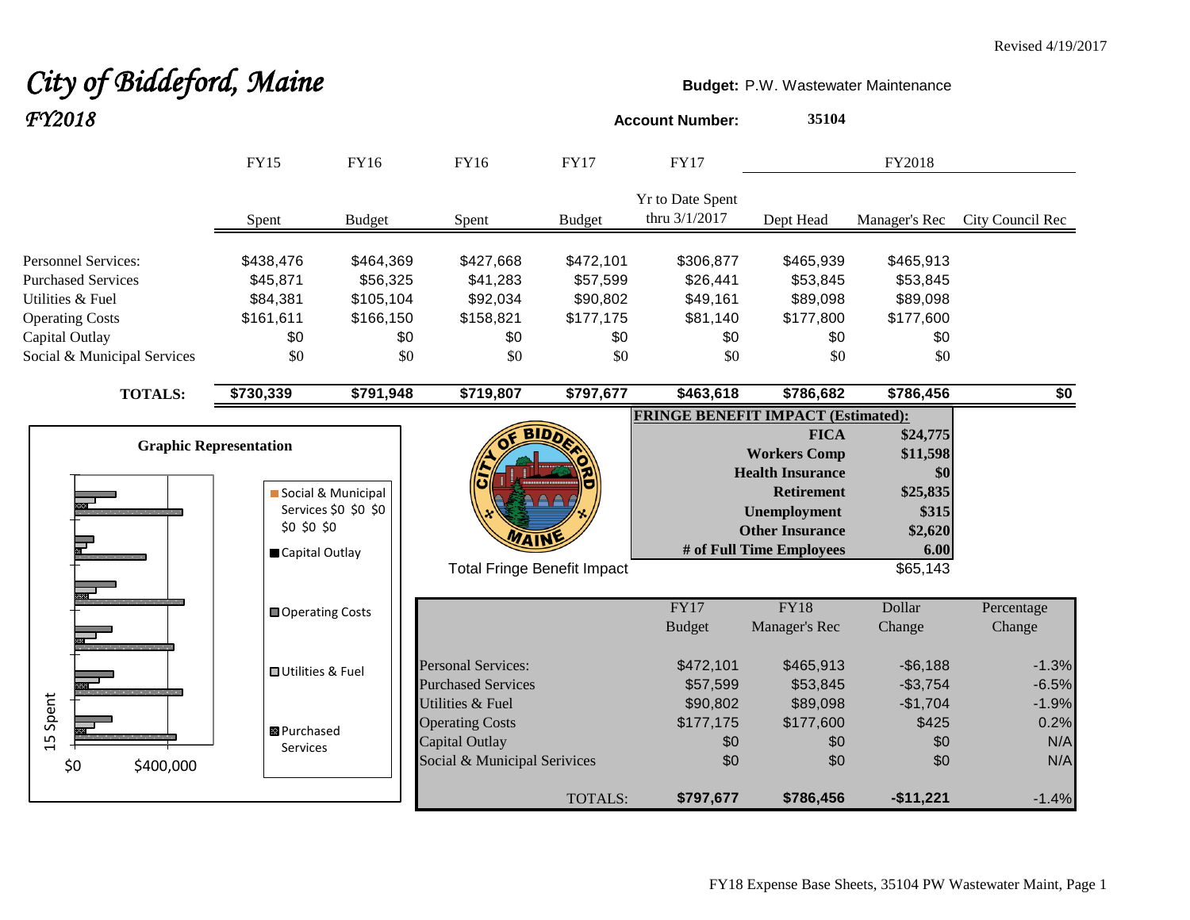Revised 4/19/2017

# *City of Biddeford, Maine*
## *FY2018*

**Budget:** P.W. Wastewater Maintenance

**Account Number:** 35104

| | FY15 | FY16 | FY16 | FY17 | FY17 | FY2018 | | |
|---|---|---|---|---|---|---|---|---|
| | Spent | Budget | Spent | Budget | Yr to Date Spent thru 3/1/2017 | Dept Head | Manager's Rec | City Council Rec |
| Personnel Services: | $438,476 | $464,369 | $427,668 | $472,101 | $306,877 | $465,939 | $465,913 | |
| Purchased Services | $45,871 | $56,325 | $41,283 | $57,599 | $26,441 | $53,845 | $53,845 | |
| Utilities & Fuel | $84,381 | $105,104 | $92,034 | $90,802 | $49,161 | $89,098 | $89,098 | |
| Operating Costs | $161,611 | $166,150 | $158,821 | $177,175 | $81,140 | $177,800 | $177,600 | |
| Capital Outlay | $0 | $0 | $0 | $0 | $0 | $0 | $0 | |
| Social & Municipal Services | $0 | $0 | $0 | $0 | $0 | $0 | $0 | |
| **TOTALS:** | **$730,339** | **$791,948** | **$719,807** | **$797,677** | **$463,618** | **$786,682** | **$786,456** | **$0** |

**Graphic Representation**

Legend: Social & Municipal Services $0 $0 $0 $0 $0 $0; Capital Outlay; Operating Costs; Utilities & Fuel; Purchased Services

Axis: $0, $400,000; 15 Spent

**FRINGE BENEFIT IMPACT (Estimated):**

| | |
|---|---|
| **FICA** | **$24,775** |
| **Workers Comp** | **$11,598** |
| **Health Insurance** | **$0** |
| **Retirement** | **$25,835** |
| **Unemployment** | **$315** |
| **Other Insurance** | **$2,620** |
| **# of Full Time Employees** | **6.00** |
| Total Fringe Benefit Impact | $65,143 |

| | FY17 Budget | FY18 Manager's Rec | Dollar Change | Percentage Change |
|---|---|---|---|---|
| Personal Services: | $472,101 | $465,913 | -$6,188 | -1.3% |
| Purchased Services | $57,599 | $53,845 | -$3,754 | -6.5% |
| Utilities & Fuel | $90,802 | $89,098 | -$1,704 | -1.9% |
| Operating Costs | $177,175 | $177,600 | $425 | 0.2% |
| Capital Outlay | $0 | $0 | $0 | N/A |
| Social & Municipal Serivices | $0 | $0 | $0 | N/A |
| TOTALS: | **$797,677** | **$786,456** | **-$11,221** | -1.4% |

FY18 Expense Base Sheets, 35104 PW Wastewater Maint, Page 1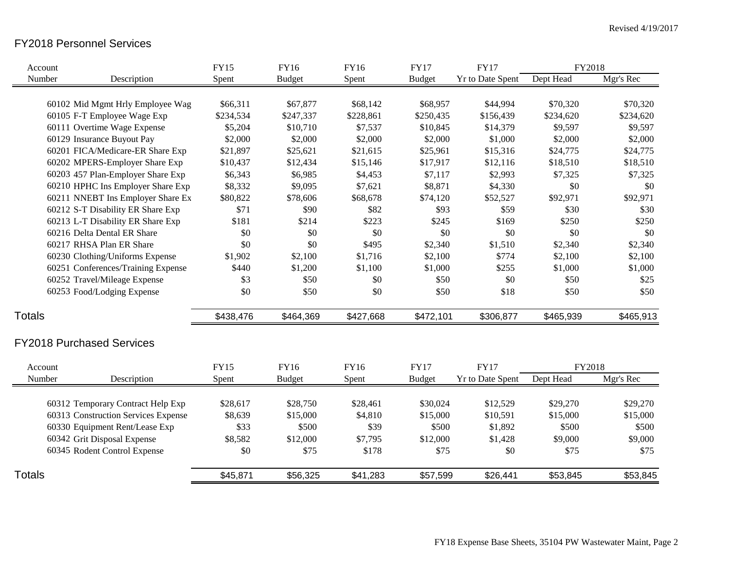Revised 4/19/2017

## FY2018 Personnel Services

| Account Number | Description | FY15 Spent | FY16 Budget | FY16 Spent | FY17 Budget | FY17 Yr to Date Spent | FY2018 Dept Head | FY2018 Mgr's Rec |
|---|---|---|---|---|---|---|---|---|
| 60102 | Mid Mgmt Hrly Employee Wag | $66,311 | $67,877 | $68,142 | $68,957 | $44,994 | $70,320 | $70,320 |
| 60105 | F-T Employee Wage Exp | $234,534 | $247,337 | $228,861 | $250,435 | $156,439 | $234,620 | $234,620 |
| 60111 | Overtime Wage Expense | $5,204 | $10,710 | $7,537 | $10,845 | $14,379 | $9,597 | $9,597 |
| 60129 | Insurance Buyout Pay | $2,000 | $2,000 | $2,000 | $2,000 | $1,000 | $2,000 | $2,000 |
| 60201 | FICA/Medicare-ER Share Exp | $21,897 | $25,621 | $21,615 | $25,961 | $15,316 | $24,775 | $24,775 |
| 60202 | MPERS-Employer Share Exp | $10,437 | $12,434 | $15,146 | $17,917 | $12,116 | $18,510 | $18,510 |
| 60203 | 457 Plan-Employer Share Exp | $6,343 | $6,985 | $4,453 | $7,117 | $2,993 | $7,325 | $7,325 |
| 60210 | HPHC Ins Employer Share Exp | $8,332 | $9,095 | $7,621 | $8,871 | $4,330 | $0 | $0 |
| 60211 | NNEBT Ins Employer Share Ex | $80,822 | $78,606 | $68,678 | $74,120 | $52,527 | $92,971 | $92,971 |
| 60212 | S-T Disability ER Share Exp | $71 | $90 | $82 | $93 | $59 | $30 | $30 |
| 60213 | L-T Disability ER Share Exp | $181 | $214 | $223 | $245 | $169 | $250 | $250 |
| 60216 | Delta Dental ER Share | $0 | $0 | $0 | $0 | $0 | $0 | $0 |
| 60217 | RHSA Plan ER Share | $0 | $0 | $495 | $2,340 | $1,510 | $2,340 | $2,340 |
| 60230 | Clothing/Uniforms Expense | $1,902 | $2,100 | $1,716 | $2,100 | $774 | $2,100 | $2,100 |
| 60251 | Conferences/Training Expense | $440 | $1,200 | $1,100 | $1,000 | $255 | $1,000 | $1,000 |
| 60252 | Travel/Mileage Expense | $3 | $50 | $0 | $50 | $0 | $50 | $25 |
| 60253 | Food/Lodging Expense | $0 | $50 | $0 | $50 | $18 | $50 | $50 |
| **Totals** | | $438,476 | $464,369 | $427,668 | $472,101 | $306,877 | $465,939 | $465,913 |

## FY2018 Purchased Services

| Account Number | Description | FY15 Spent | FY16 Budget | FY16 Spent | FY17 Budget | FY17 Yr to Date Spent | FY2018 Dept Head | FY2018 Mgr's Rec |
|---|---|---|---|---|---|---|---|---|
| 60312 | Temporary Contract Help Exp | $28,617 | $28,750 | $28,461 | $30,024 | $12,529 | $29,270 | $29,270 |
| 60313 | Construction Services Expense | $8,639 | $15,000 | $4,810 | $15,000 | $10,591 | $15,000 | $15,000 |
| 60330 | Equipment Rent/Lease Exp | $33 | $500 | $39 | $500 | $1,892 | $500 | $500 |
| 60342 | Grit Disposal Expense | $8,582 | $12,000 | $7,795 | $12,000 | $1,428 | $9,000 | $9,000 |
| 60345 | Rodent Control Expense | $0 | $75 | $178 | $75 | $0 | $75 | $75 |
| **Totals** | | $45,871 | $56,325 | $41,283 | $57,599 | $26,441 | $53,845 | $53,845 |

FY18 Expense Base Sheets, 35104 PW Wastewater Maint, Page 2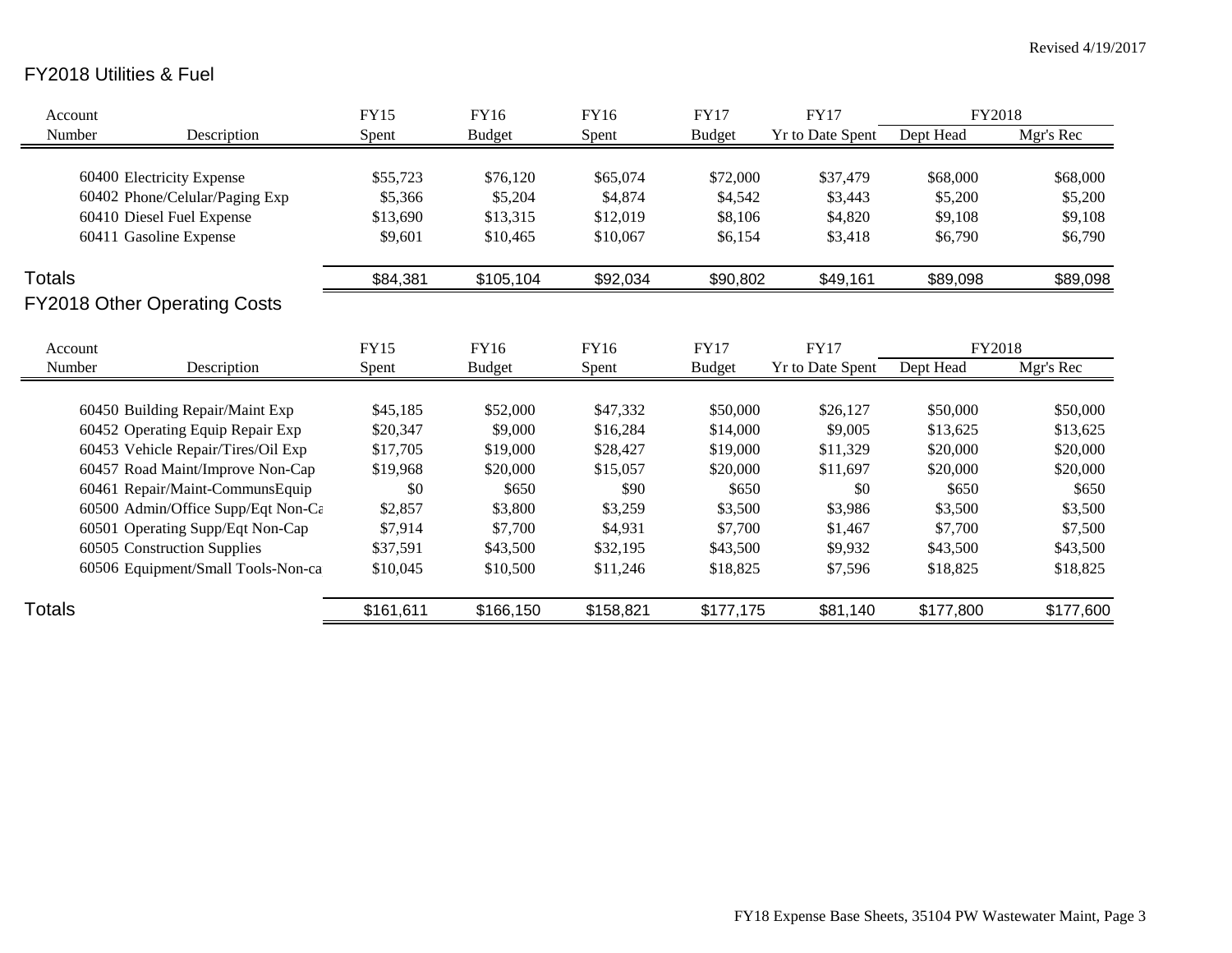Revised 4/19/2017

## FY2018 Utilities & Fuel

| Account Number | Description | FY15 Spent | FY16 Budget | FY16 Spent | FY17 Budget | FY17 Yr to Date Spent | FY2018 Dept Head | FY2018 Mgr's Rec |
|---|---|---|---|---|---|---|---|---|
| 60400 | Electricity Expense | $55,723 | $76,120 | $65,074 | $72,000 | $37,479 | $68,000 | $68,000 |
| 60402 | Phone/Celular/Paging Exp | $5,366 | $5,204 | $4,874 | $4,542 | $3,443 | $5,200 | $5,200 |
| 60410 | Diesel Fuel Expense | $13,690 | $13,315 | $12,019 | $8,106 | $4,820 | $9,108 | $9,108 |
| 60411 | Gasoline Expense | $9,601 | $10,465 | $10,067 | $6,154 | $3,418 | $6,790 | $6,790 |
| **Totals** | | $84,381 | $105,104 | $92,034 | $90,802 | $49,161 | $89,098 | $89,098 |

## FY2018 Other Operating Costs

| Account Number | Description | FY15 Spent | FY16 Budget | FY16 Spent | FY17 Budget | FY17 Yr to Date Spent | FY2018 Dept Head | FY2018 Mgr's Rec |
|---|---|---|---|---|---|---|---|---|
| 60450 | Building Repair/Maint Exp | $45,185 | $52,000 | $47,332 | $50,000 | $26,127 | $50,000 | $50,000 |
| 60452 | Operating Equip Repair Exp | $20,347 | $9,000 | $16,284 | $14,000 | $9,005 | $13,625 | $13,625 |
| 60453 | Vehicle Repair/Tires/Oil Exp | $17,705 | $19,000 | $28,427 | $19,000 | $11,329 | $20,000 | $20,000 |
| 60457 | Road Maint/Improve Non-Cap | $19,968 | $20,000 | $15,057 | $20,000 | $11,697 | $20,000 | $20,000 |
| 60461 | Repair/Maint-CommunsEquip | $0 | $650 | $90 | $650 | $0 | $650 | $650 |
| 60500 | Admin/Office Supp/Eqt Non-Ca | $2,857 | $3,800 | $3,259 | $3,500 | $3,986 | $3,500 | $3,500 |
| 60501 | Operating Supp/Eqt Non-Cap | $7,914 | $7,700 | $4,931 | $7,700 | $1,467 | $7,700 | $7,500 |
| 60505 | Construction Supplies | $37,591 | $43,500 | $32,195 | $43,500 | $9,932 | $43,500 | $43,500 |
| 60506 | Equipment/Small Tools-Non-ca | $10,045 | $10,500 | $11,246 | $18,825 | $7,596 | $18,825 | $18,825 |
| **Totals** | | $161,611 | $166,150 | $158,821 | $177,175 | $81,140 | $177,800 | $177,600 |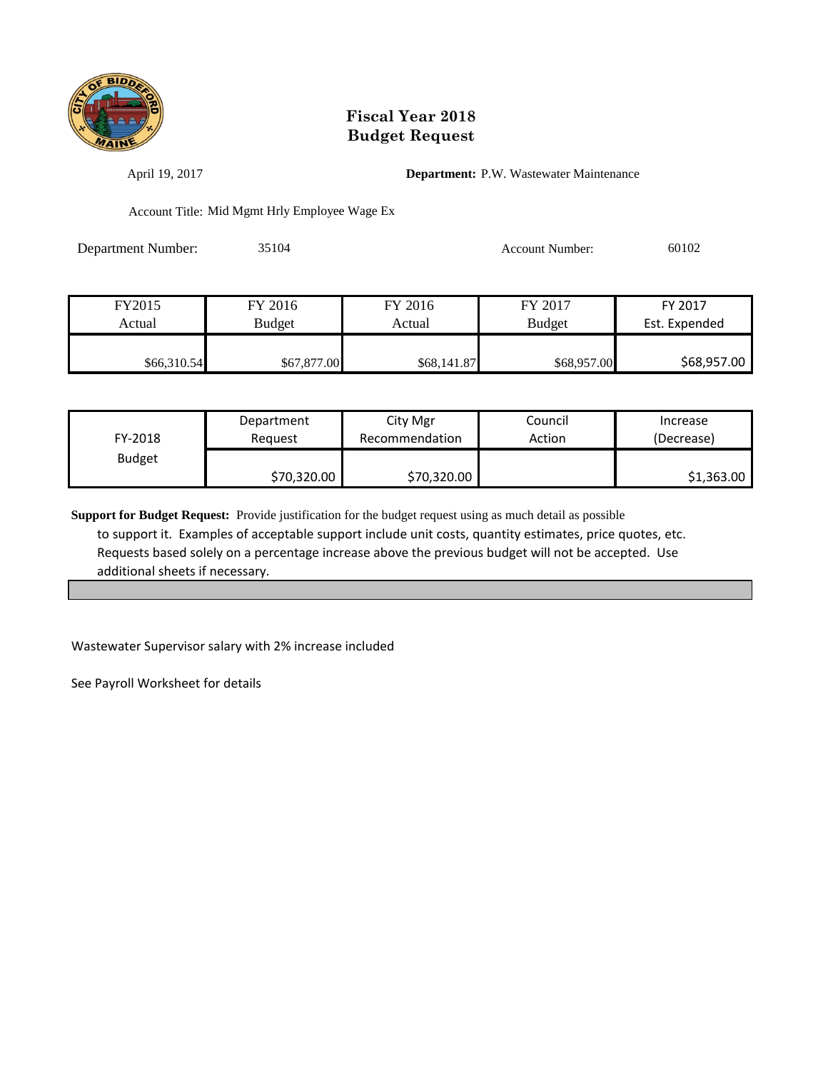# Fiscal Year 2018
# Budget Request

April 19, 2017 **Department:** P.W. Wastewater Maintenance

Account Title: Mid Mgmt Hrly Employee Wage Ex

Department Number: 35104 Account Number: 60102

| FY2015 Actual | FY 2016 Budget | FY 2016 Actual | FY 2017 Budget | FY 2017 Est. Expended |
|---|---|---|---|---|
| $66,310.54 | $67,877.00 | $68,141.87 | $68,957.00 | $68,957.00 |

| FY-2018 Budget | Department Request | City Mgr Recommendation | Council Action | Increase (Decrease) |
|---|---|---|---|---|
| | $70,320.00 | $70,320.00 | | $1,363.00 |

**Support for Budget Request:** Provide justification for the budget request using as much detail as possible to support it. Examples of acceptable support include unit costs, quantity estimates, price quotes, etc. Requests based solely on a percentage increase above the previous budget will not be accepted. Use additional sheets if necessary.

Wastewater Supervisor salary with 2% increase included

See Payroll Worksheet for details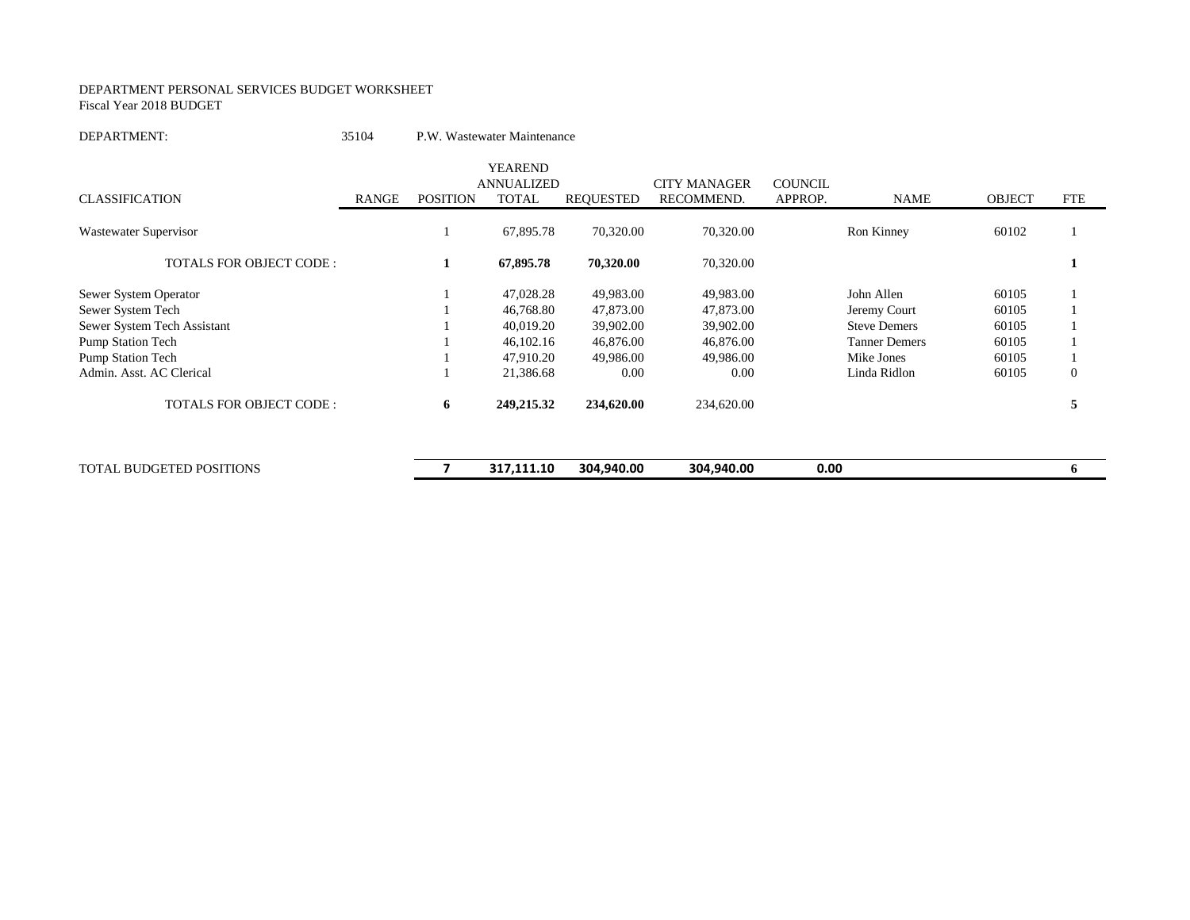DEPARTMENT PERSONAL SERVICES BUDGET WORKSHEET
Fiscal Year 2018 BUDGET

DEPARTMENT: 35104 P.W. Wastewater Maintenance

| CLASSIFICATION | RANGE | POSITION | YEAREND ANNUALIZED TOTAL | REQUESTED | CITY MANAGER RECOMMEND. | COUNCIL APPROP. | NAME | OBJECT | FTE |
|---|---|---|---|---|---|---|---|---|---|
| Wastewater Supervisor | | 1 | 67,895.78 | 70,320.00 | 70,320.00 | | Ron Kinney | 60102 | 1 |
| TOTALS FOR OBJECT CODE : | | **1** | **67,895.78** | **70,320.00** | 70,320.00 | | | | **1** |
| Sewer System Operator | | 1 | 47,028.28 | 49,983.00 | 49,983.00 | | John Allen | 60105 | 1 |
| Sewer System Tech | | 1 | 46,768.80 | 47,873.00 | 47,873.00 | | Jeremy Court | 60105 | 1 |
| Sewer System Tech Assistant | | 1 | 40,019.20 | 39,902.00 | 39,902.00 | | Steve Demers | 60105 | 1 |
| Pump Station Tech | | 1 | 46,102.16 | 46,876.00 | 46,876.00 | | Tanner Demers | 60105 | 1 |
| Pump Station Tech | | 1 | 47,910.20 | 49,986.00 | 49,986.00 | | Mike Jones | 60105 | 1 |
| Admin. Asst. AC Clerical | | 1 | 21,386.68 | 0.00 | 0.00 | | Linda Ridlon | 60105 | 0 |
| TOTALS FOR OBJECT CODE : | | **6** | **249,215.32** | **234,620.00** | 234,620.00 | | | | **5** |
| TOTAL BUDGETED POSITIONS | | **7** | **317,111.10** | **304,940.00** | **304,940.00** | **0.00** | | | **6** |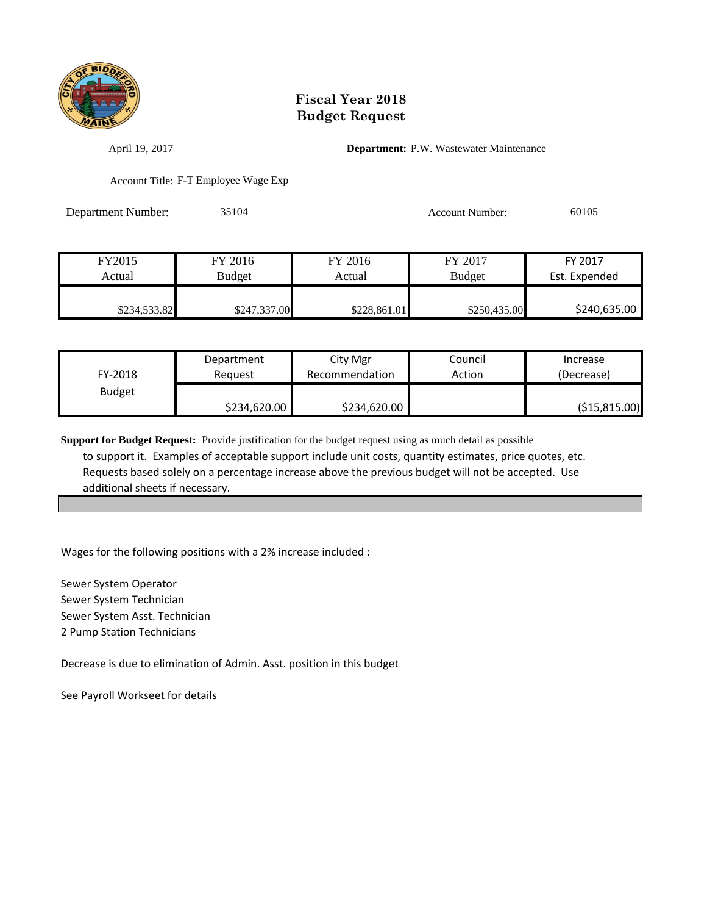# Fiscal Year 2018
# Budget Request

April 19, 2017

**Department:** P.W. Wastewater Maintenance

Account Title: F-T Employee Wage Exp

Department Number: 35104

Account Number: 60105

| FY2015 Actual | FY 2016 Budget | FY 2016 Actual | FY 2017 Budget | FY 2017 Est. Expended |
|---|---|---|---|---|
| $234,533.82 | $247,337.00 | $228,861.01 | $250,435.00 | $240,635.00 |

| FY-2018 Budget | Department Request | City Mgr Recommendation | Council Action | Increase (Decrease) |
|---|---|---|---|---|
| | $234,620.00 | $234,620.00 | | ($15,815.00) |

**Support for Budget Request:** Provide justification for the budget request using as much detail as possible to support it. Examples of acceptable support include unit costs, quantity estimates, price quotes, etc. Requests based solely on a percentage increase above the previous budget will not be accepted. Use additional sheets if necessary.

Wages for the following positions with a 2% increase included :

Sewer System Operator
Sewer System Technician
Sewer System Asst. Technician
2 Pump Station Technicians

Decrease is due to elimination of Admin. Asst. position in this budget

See Payroll Workseet for details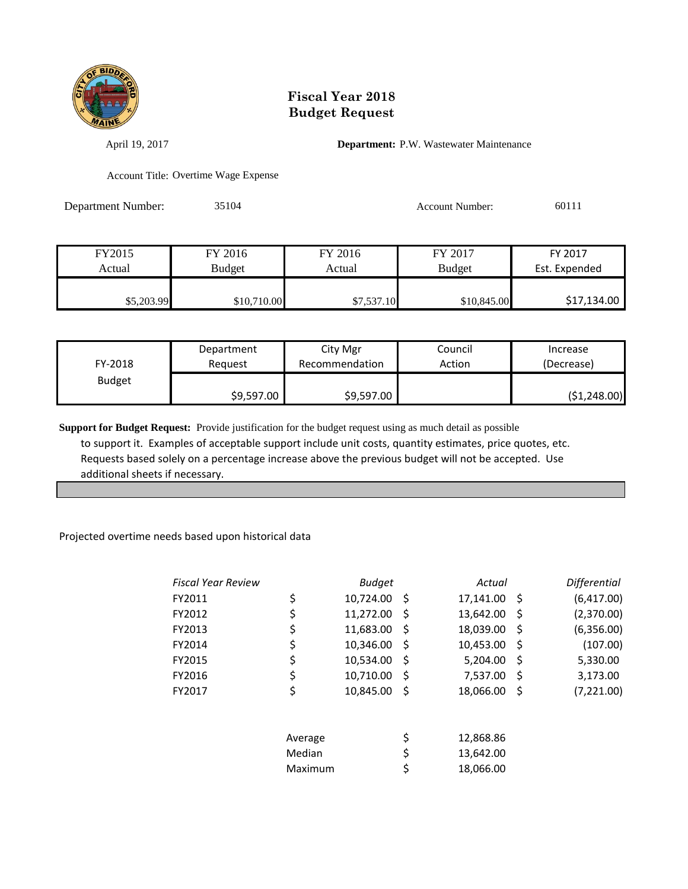# Fiscal Year 2018
# Budget Request

April 19, 2017

**Department:** P.W. Wastewater Maintenance

Account Title: Overtime Wage Expense

Department Number: 35104

Account Number: 60111

| FY2015 Actual | FY 2016 Budget | FY 2016 Actual | FY 2017 Budget | FY 2017 Est. Expended |
|---|---|---|---|---|
| $5,203.99 | $10,710.00 | $7,537.10 | $10,845.00 | $17,134.00 |

| FY-2018 Budget | Department Request | City Mgr Recommendation | Council Action | Increase (Decrease) |
|---|---|---|---|---|
| | $9,597.00 | $9,597.00 | | ($1,248.00) |

**Support for Budget Request:** Provide justification for the budget request using as much detail as possible to support it. Examples of acceptable support include unit costs, quantity estimates, price quotes, etc. Requests based solely on a percentage increase above the previous budget will not be accepted. Use additional sheets if necessary.

Projected overtime needs based upon historical data

| *Fiscal Year Review* | *Budget* | *Actual* | *Differential* |
|---|---|---|---|
| FY2011 | $ 10,724.00 | $ 17,141.00 | $ (6,417.00) |
| FY2012 | $ 11,272.00 | $ 13,642.00 | $ (2,370.00) |
| FY2013 | $ 11,683.00 | $ 18,039.00 | $ (6,356.00) |
| FY2014 | $ 10,346.00 | $ 10,453.00 | $ (107.00) |
| FY2015 | $ 10,534.00 | $ 5,204.00 | $ 5,330.00 |
| FY2016 | $ 10,710.00 | $ 7,537.00 | $ 3,173.00 |
| FY2017 | $ 10,845.00 | $ 18,066.00 | $ (7,221.00) |

| | |
|---|---|
| Average | $ 12,868.86 |
| Median | $ 13,642.00 |
| Maximum | $ 18,066.00 |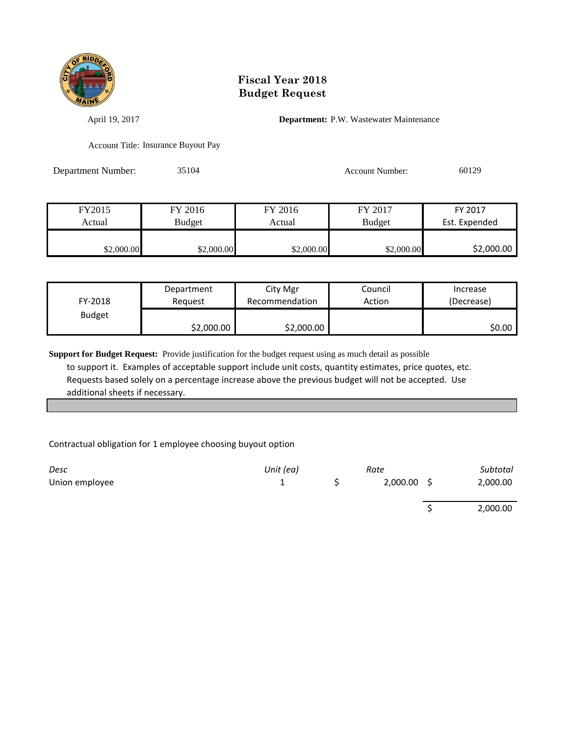# Fiscal Year 2018
# Budget Request

April 19, 2017

**Department:** P.W. Wastewater Maintenance

Account Title: Insurance Buyout Pay

Department Number: 35104

Account Number: 60129

| FY2015 Actual | FY 2016 Budget | FY 2016 Actual | FY 2017 Budget | FY 2017 Est. Expended |
|---|---|---|---|---|
| $2,000.00 | $2,000.00 | $2,000.00 | $2,000.00 | $2,000.00 |

| FY-2018 Budget | Department Request | City Mgr Recommendation | Council Action | Increase (Decrease) |
|---|---|---|---|---|
| | $2,000.00 | $2,000.00 | | $0.00 |

**Support for Budget Request:** Provide justification for the budget request using as much detail as possible to support it. Examples of acceptable support include unit costs, quantity estimates, price quotes, etc. Requests based solely on a percentage increase above the previous budget will not be accepted. Use additional sheets if necessary.

Contractual obligation for 1 employee choosing buyout option

| *Desc* | *Unit (ea)* | *Rate* | *Subtotal* |
|---|---|---|---|
| Union employee | 1 | $ 2,000.00 | $ 2,000.00 |
| | | | $ 2,000.00 |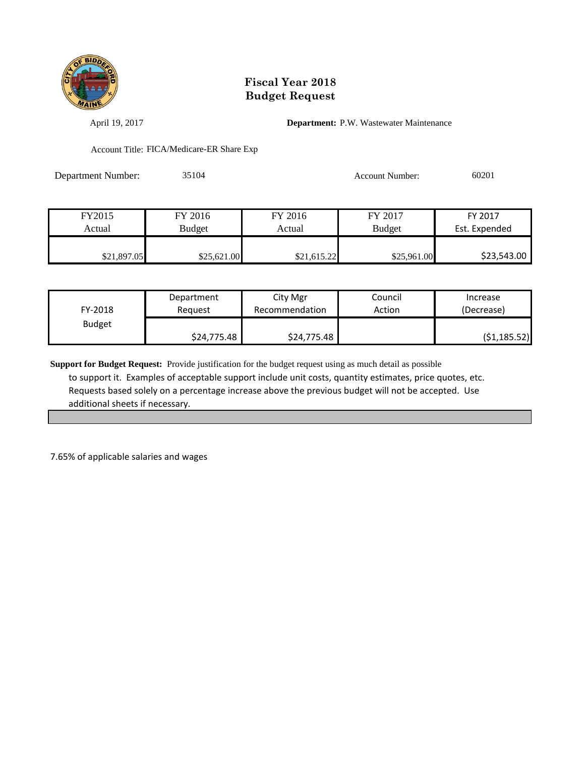# Fiscal Year 2018
# Budget Request

April 19, 2017

**Department:** P.W. Wastewater Maintenance

Account Title: FICA/Medicare-ER Share Exp

Department Number: 35104

Account Number: 60201

| FY2015 Actual | FY 2016 Budget | FY 2016 Actual | FY 2017 Budget | FY 2017 Est. Expended |
|---|---|---|---|---|
| $21,897.05 | $25,621.00 | $21,615.22 | $25,961.00 | $23,543.00 |

| FY-2018 Budget | Department Request | City Mgr Recommendation | Council Action | Increase (Decrease) |
|---|---|---|---|---|
| | $24,775.48 | $24,775.48 | | ($1,185.52) |

**Support for Budget Request:** Provide justification for the budget request using as much detail as possible to support it. Examples of acceptable support include unit costs, quantity estimates, price quotes, etc. Requests based solely on a percentage increase above the previous budget will not be accepted. Use additional sheets if necessary.

7.65% of applicable salaries and wages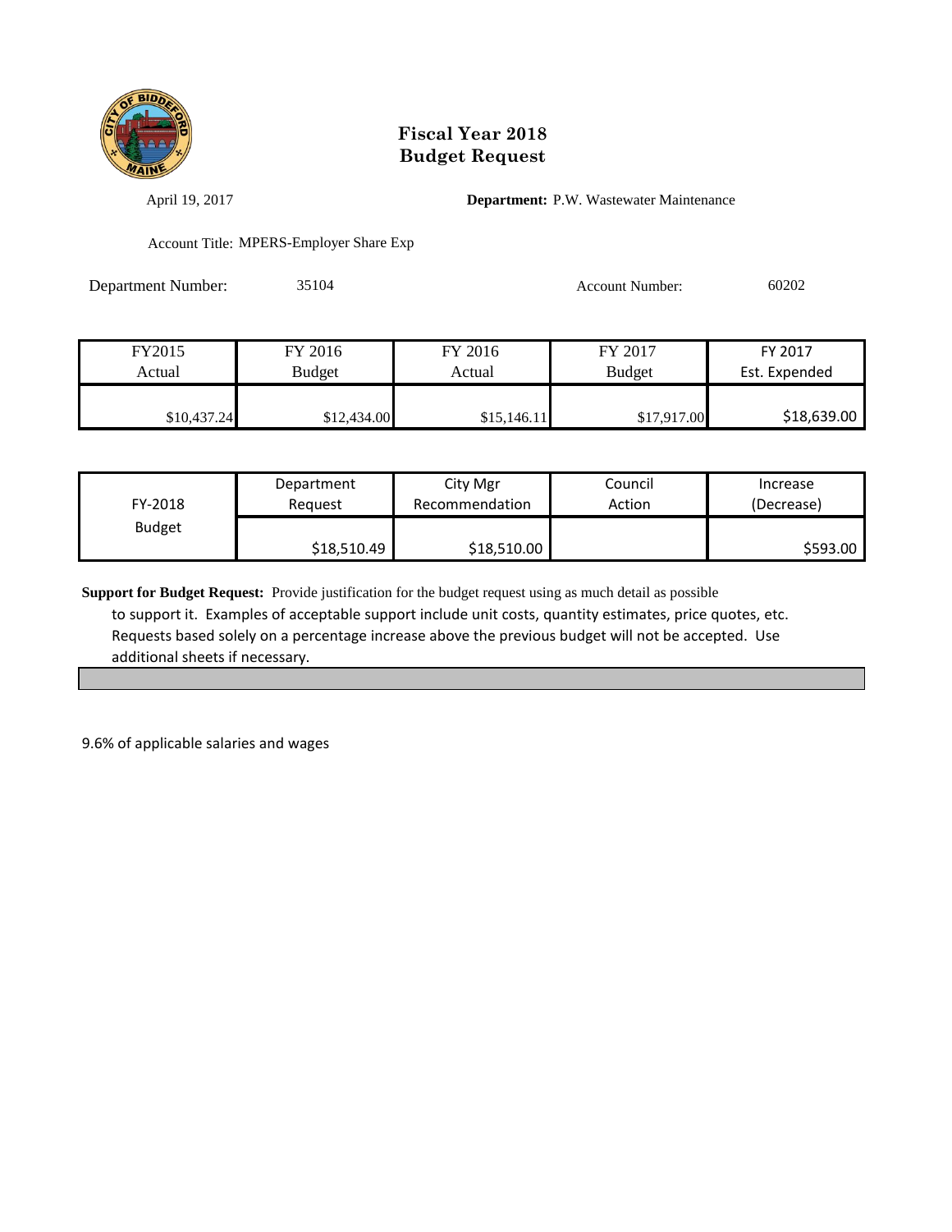# Fiscal Year 2018
# Budget Request

April 19, 2017

**Department:** P.W. Wastewater Maintenance

Account Title: MPERS-Employer Share Exp

Department Number: 35104

Account Number: 60202

| FY2015 Actual | FY 2016 Budget | FY 2016 Actual | FY 2017 Budget | FY 2017 Est. Expended |
|---|---|---|---|---|
| $10,437.24 | $12,434.00 | $15,146.11 | $17,917.00 | $18,639.00 |

| FY-2018 Budget | Department Request | City Mgr Recommendation | Council Action | Increase (Decrease) |
|---|---|---|---|---|
| | $18,510.49 | $18,510.00 | | $593.00 |

**Support for Budget Request:** Provide justification for the budget request using as much detail as possible to support it. Examples of acceptable support include unit costs, quantity estimates, price quotes, etc. Requests based solely on a percentage increase above the previous budget will not be accepted. Use additional sheets if necessary.

9.6% of applicable salaries and wages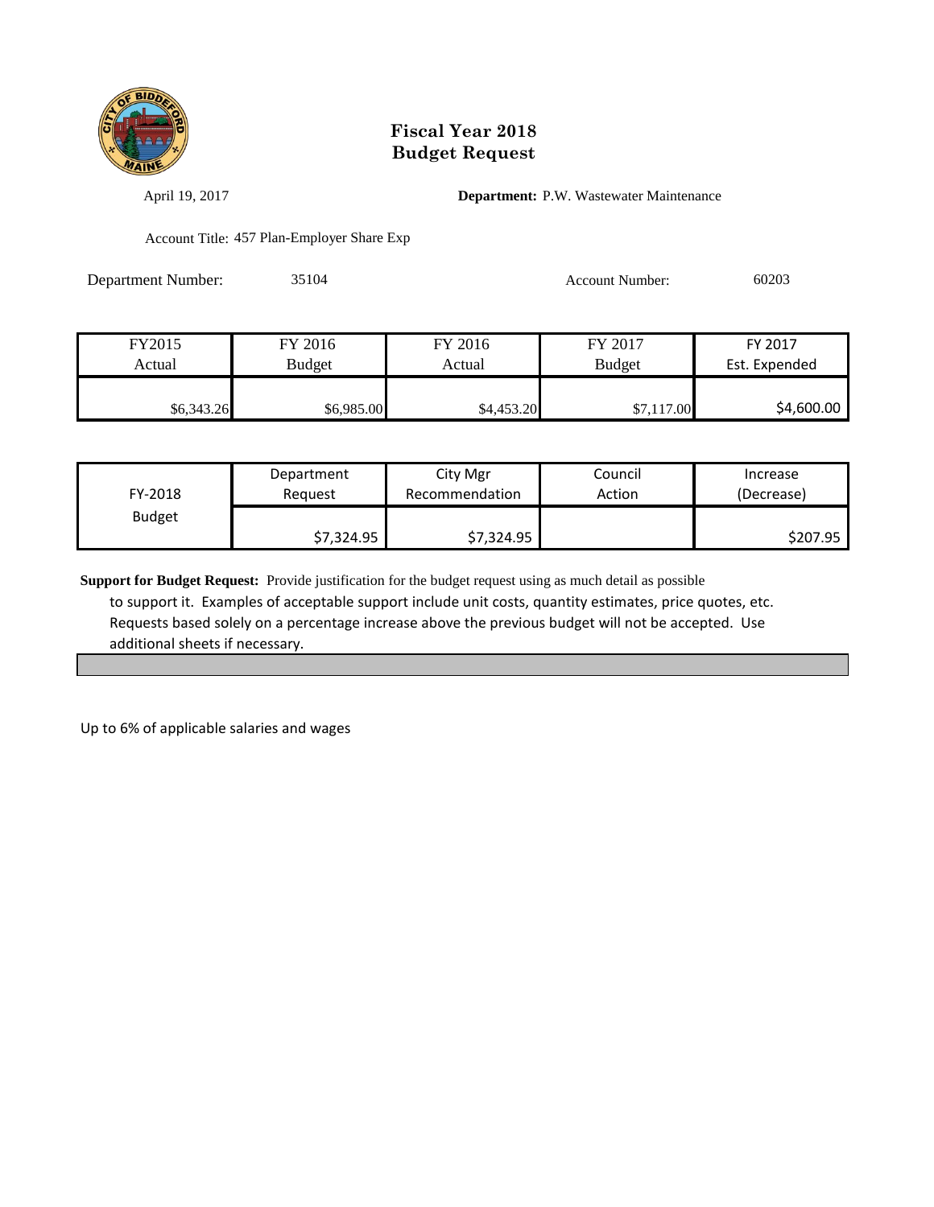# Fiscal Year 2018
# Budget Request

April 19, 2017

**Department:** P.W. Wastewater Maintenance

Account Title: 457 Plan-Employer Share Exp

Department Number: 35104

Account Number: 60203

| FY2015 Actual | FY 2016 Budget | FY 2016 Actual | FY 2017 Budget | FY 2017 Est. Expended |
|---|---|---|---|---|
| $6,343.26 | $6,985.00 | $4,453.20 | $7,117.00 | $4,600.00 |

| FY-2018 Budget | Department Request | City Mgr Recommendation | Council Action | Increase (Decrease) |
|---|---|---|---|---|
| | $7,324.95 | $7,324.95 | | $207.95 |

**Support for Budget Request:** Provide justification for the budget request using as much detail as possible to support it. Examples of acceptable support include unit costs, quantity estimates, price quotes, etc. Requests based solely on a percentage increase above the previous budget will not be accepted. Use additional sheets if necessary.

Up to 6% of applicable salaries and wages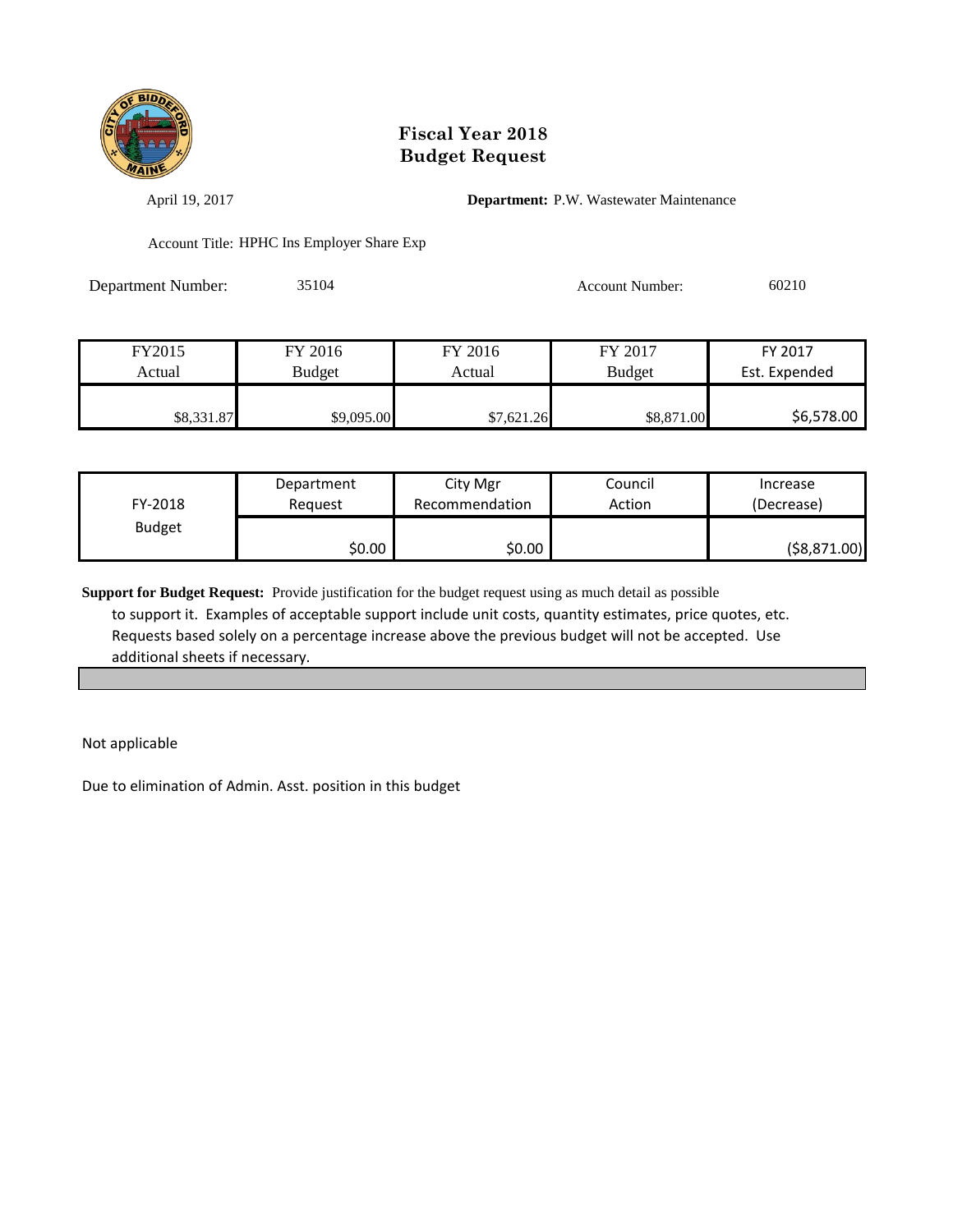# Fiscal Year 2018
# Budget Request

April 19, 2017

**Department:** P.W. Wastewater Maintenance

Account Title: HPHC Ins Employer Share Exp

Department Number: 35104

Account Number: 60210

| FY2015 Actual | FY 2016 Budget | FY 2016 Actual | FY 2017 Budget | FY 2017 Est. Expended |
|---|---|---|---|---|
| $8,331.87 | $9,095.00 | $7,621.26 | $8,871.00 | $6,578.00 |

| FY-2018 Budget | Department Request | City Mgr Recommendation | Council Action | Increase (Decrease) |
|---|---|---|---|---|
| | $0.00 | $0.00 | | ($8,871.00) |

**Support for Budget Request:** Provide justification for the budget request using as much detail as possible to support it. Examples of acceptable support include unit costs, quantity estimates, price quotes, etc. Requests based solely on a percentage increase above the previous budget will not be accepted. Use additional sheets if necessary.

Not applicable

Due to elimination of Admin. Asst. position in this budget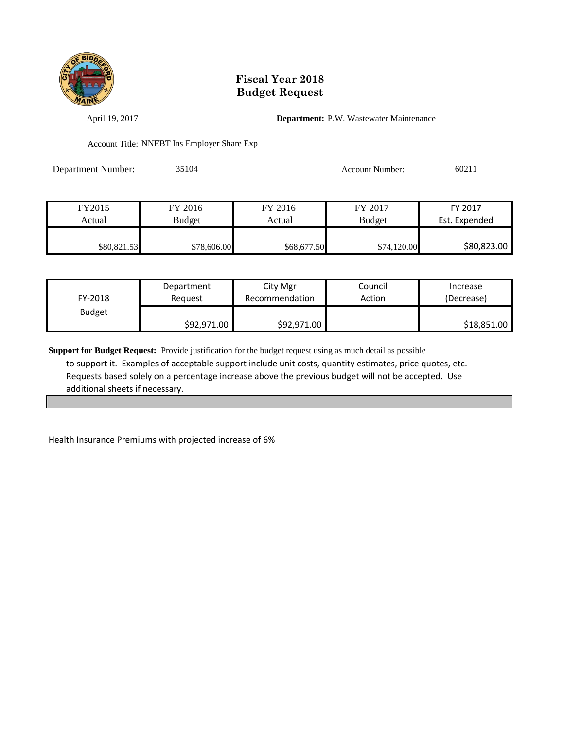# Fiscal Year 2018
# Budget Request

April 19, 2017

**Department:** P.W. Wastewater Maintenance

Account Title: NNEBT Ins Employer Share Exp

Department Number: 35104

Account Number: 60211

| FY2015 Actual | FY 2016 Budget | FY 2016 Actual | FY 2017 Budget | FY 2017 Est. Expended |
|---|---|---|---|---|
| $80,821.53 | $78,606.00 | $68,677.50 | $74,120.00 | $80,823.00 |

| FY-2018 Budget | Department Request | City Mgr Recommendation | Council Action | Increase (Decrease) |
|---|---|---|---|---|
| | $92,971.00 | $92,971.00 | | $18,851.00 |

**Support for Budget Request:** Provide justification for the budget request using as much detail as possible to support it. Examples of acceptable support include unit costs, quantity estimates, price quotes, etc. Requests based solely on a percentage increase above the previous budget will not be accepted. Use additional sheets if necessary.

Health Insurance Premiums with projected increase of 6%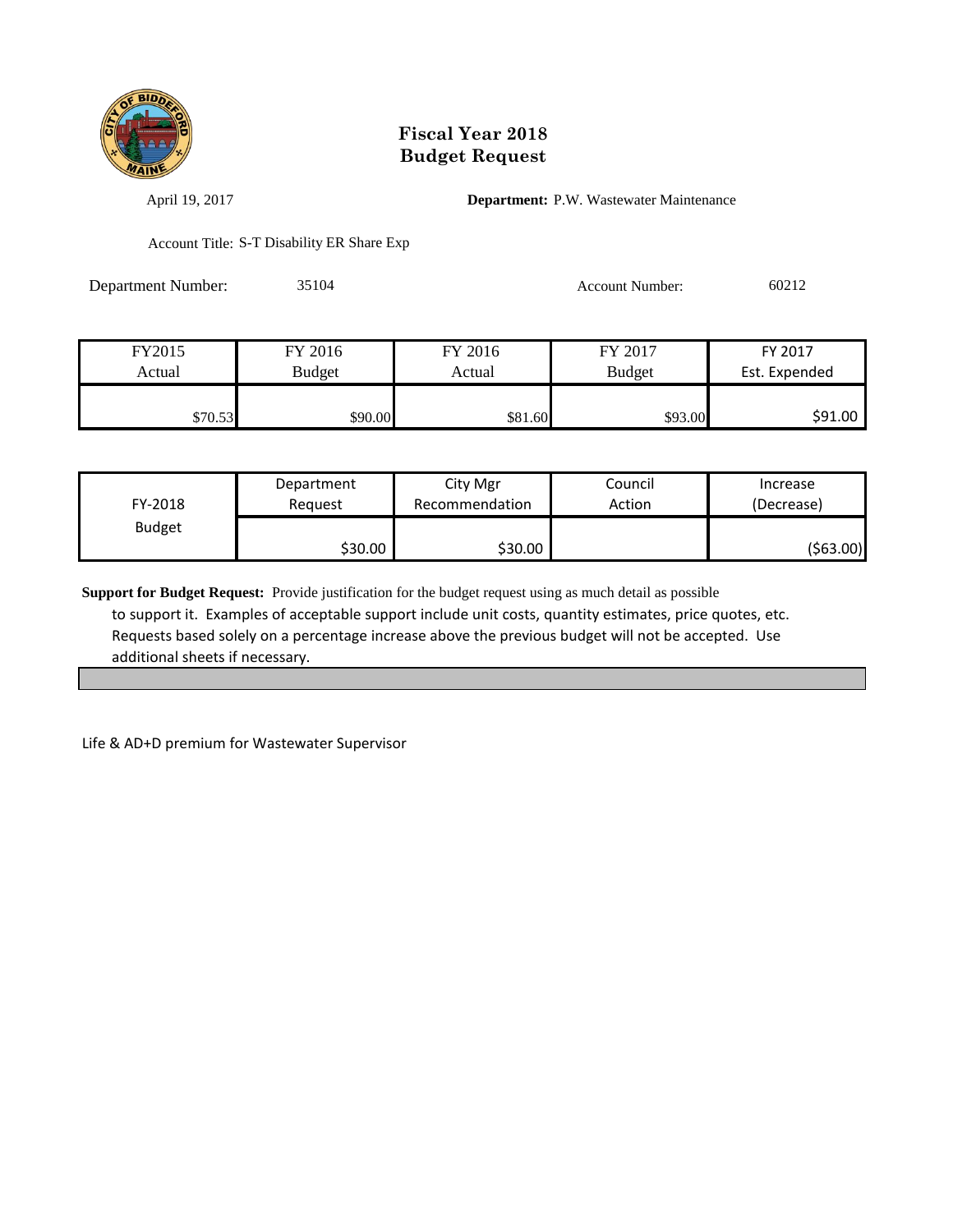# Fiscal Year 2018
# Budget Request

April 19, 2017

**Department:** P.W. Wastewater Maintenance

Account Title: S-T Disability ER Share Exp

Department Number: 35104

Account Number: 60212

| FY2015 Actual | FY 2016 Budget | FY 2016 Actual | FY 2017 Budget | FY 2017 Est. Expended |
|---|---|---|---|---|
| $70.53 | $90.00 | $81.60 | $93.00 | $91.00 |

| FY-2018 Budget | Department Request | City Mgr Recommendation | Council Action | Increase (Decrease) |
|---|---|---|---|---|
| | $30.00 | $30.00 | | ($63.00) |

**Support for Budget Request:** Provide justification for the budget request using as much detail as possible to support it. Examples of acceptable support include unit costs, quantity estimates, price quotes, etc. Requests based solely on a percentage increase above the previous budget will not be accepted. Use additional sheets if necessary.

Life & AD+D premium for Wastewater Supervisor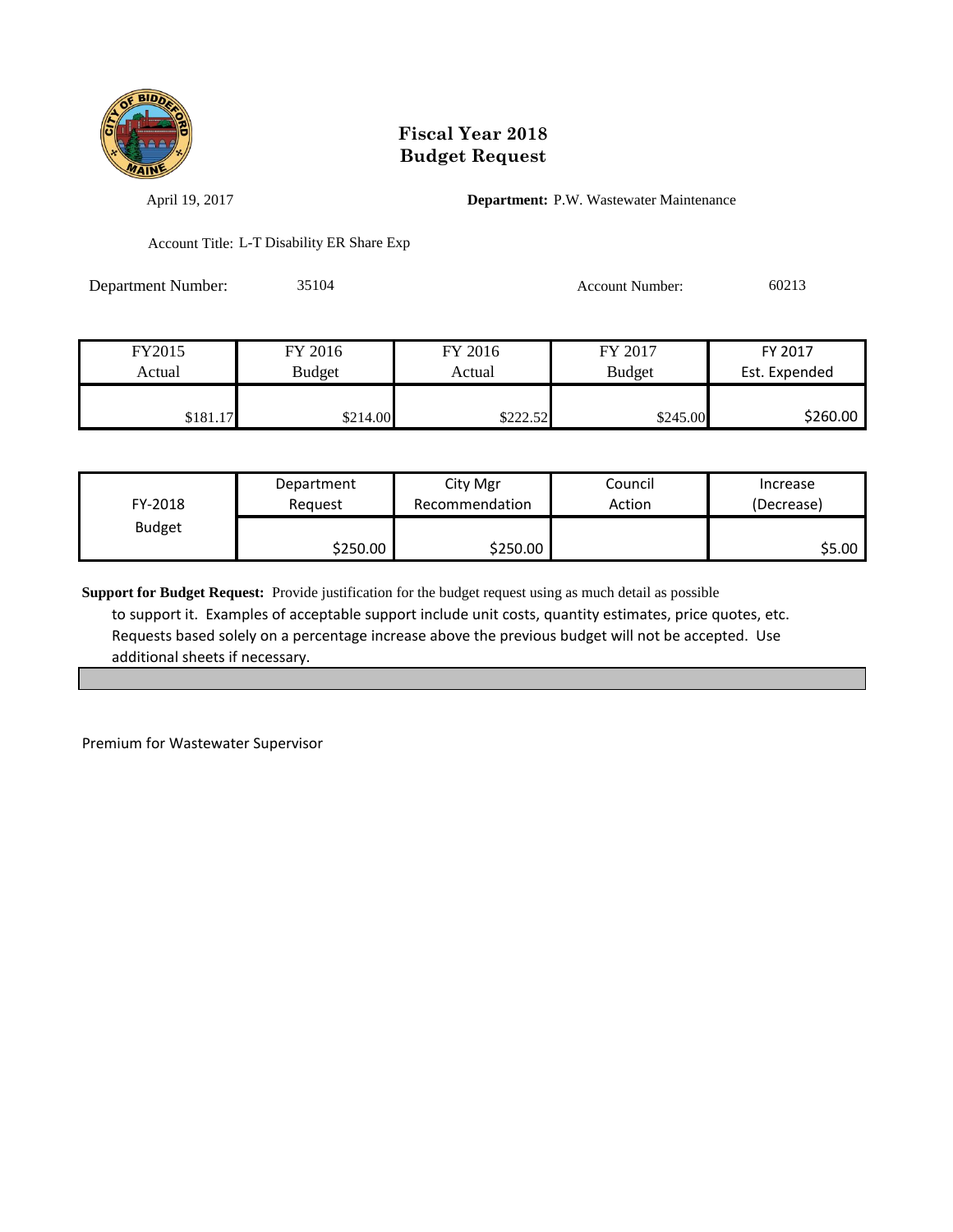# Fiscal Year 2018
# Budget Request

April 19, 2017

**Department:** P.W. Wastewater Maintenance

Account Title: L-T Disability ER Share Exp

Department Number: 35104

Account Number: 60213

| FY2015 Actual | FY 2016 Budget | FY 2016 Actual | FY 2017 Budget | FY 2017 Est. Expended |
|---|---|---|---|---|
| $181.17 | $214.00 | $222.52 | $245.00 | $260.00 |

| FY-2018 Budget | Department Request | City Mgr Recommendation | Council Action | Increase (Decrease) |
|---|---|---|---|---|
| | $250.00 | $250.00 | | $5.00 |

**Support for Budget Request:** Provide justification for the budget request using as much detail as possible to support it. Examples of acceptable support include unit costs, quantity estimates, price quotes, etc. Requests based solely on a percentage increase above the previous budget will not be accepted. Use additional sheets if necessary.

Premium for Wastewater Supervisor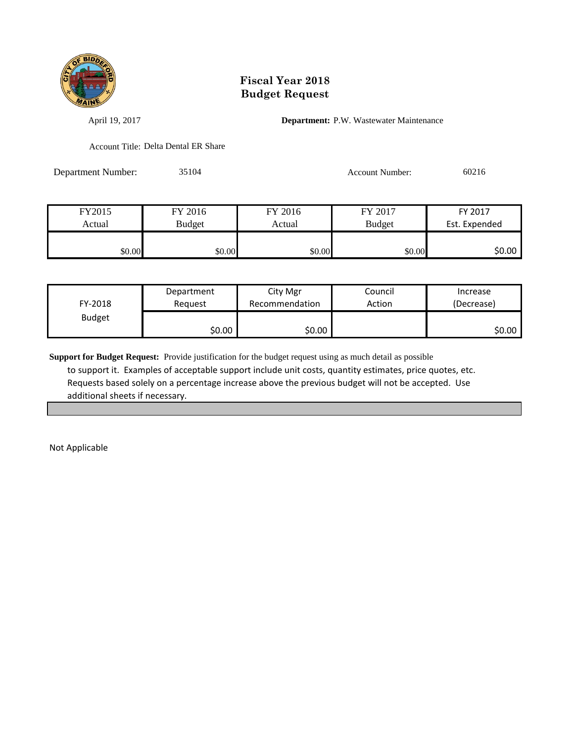# Fiscal Year 2018
# Budget Request

April 19, 2017

**Department:** P.W. Wastewater Maintenance

Account Title: Delta Dental ER Share

Department Number: 35104

Account Number: 60216

| FY2015 Actual | FY 2016 Budget | FY 2016 Actual | FY 2017 Budget | FY 2017 Est. Expended |
|---|---|---|---|---|
| $0.00 | $0.00 | $0.00 | $0.00 | $0.00 |

| FY-2018 Budget | Department Request | City Mgr Recommendation | Council Action | Increase (Decrease) |
|---|---|---|---|---|
| | $0.00 | $0.00 | | $0.00 |

**Support for Budget Request:** Provide justification for the budget request using as much detail as possible to support it. Examples of acceptable support include unit costs, quantity estimates, price quotes, etc. Requests based solely on a percentage increase above the previous budget will not be accepted. Use additional sheets if necessary.

Not Applicable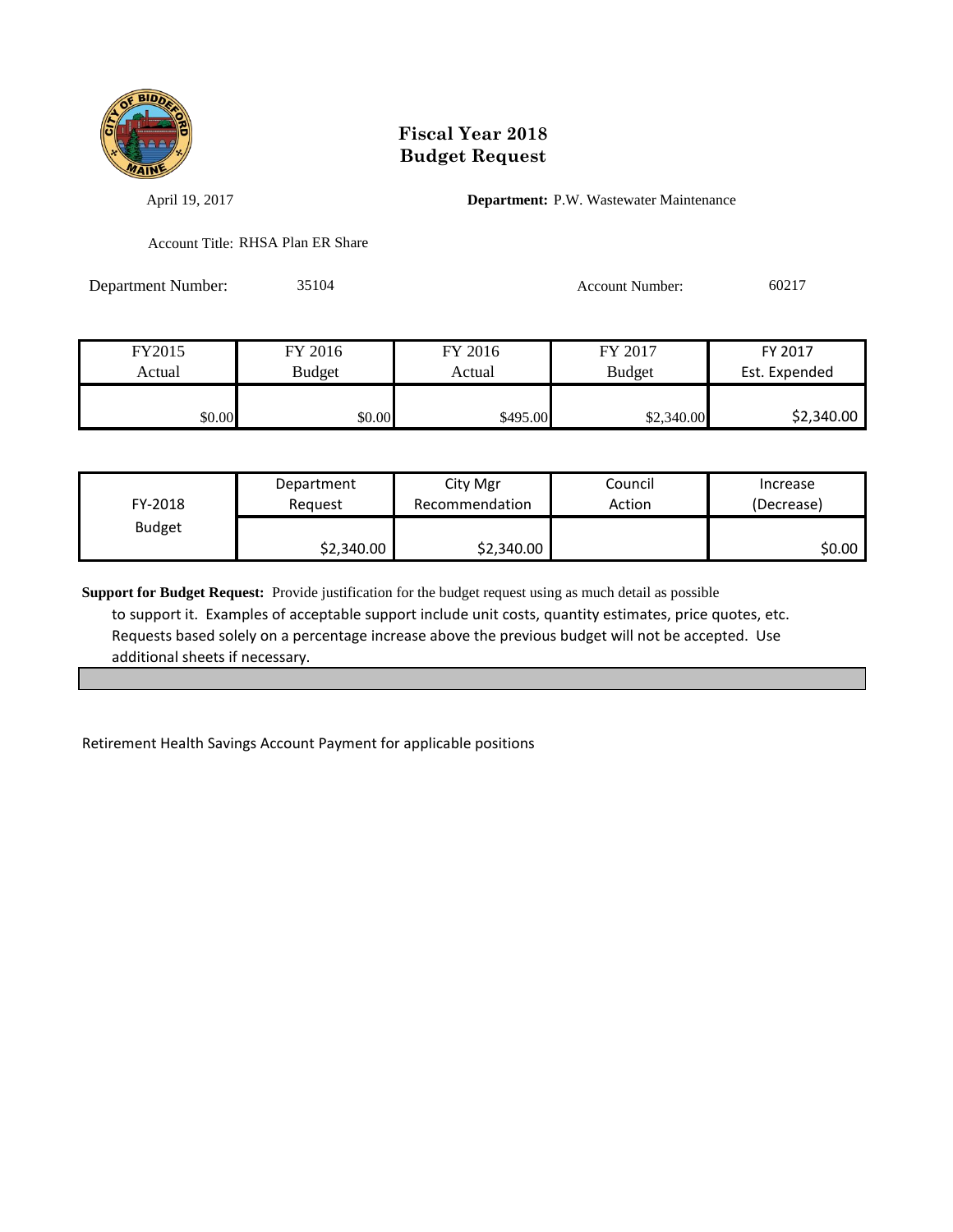# Fiscal Year 2018
# Budget Request

April 19, 2017

**Department:** P.W. Wastewater Maintenance

Account Title: RHSA Plan ER Share

Department Number: 35104

Account Number: 60217

| FY2015 Actual | FY 2016 Budget | FY 2016 Actual | FY 2017 Budget | FY 2017 Est. Expended |
|---|---|---|---|---|
| $0.00 | $0.00 | $495.00 | $2,340.00 | $2,340.00 |

| FY-2018 Budget | Department Request | City Mgr Recommendation | Council Action | Increase (Decrease) |
|---|---|---|---|---|
| | $2,340.00 | $2,340.00 | | $0.00 |

**Support for Budget Request:** Provide justification for the budget request using as much detail as possible to support it. Examples of acceptable support include unit costs, quantity estimates, price quotes, etc. Requests based solely on a percentage increase above the previous budget will not be accepted. Use additional sheets if necessary.

Retirement Health Savings Account Payment for applicable positions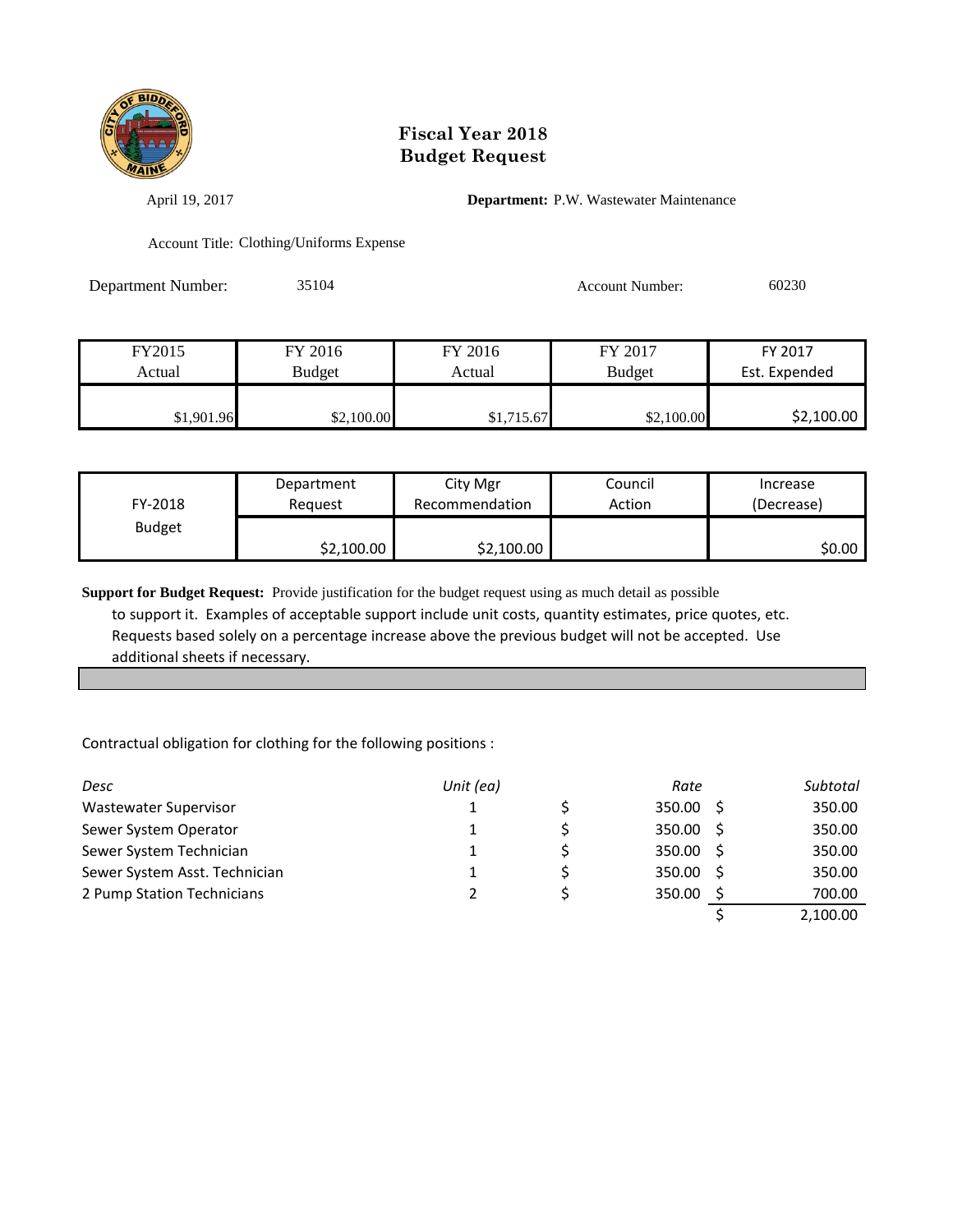# Fiscal Year 2018
# Budget Request

April 19, 2017

**Department:** P.W. Wastewater Maintenance

Account Title: Clothing/Uniforms Expense

Department Number: 35104

Account Number: 60230

| FY2015 Actual | FY 2016 Budget | FY 2016 Actual | FY 2017 Budget | FY 2017 Est. Expended |
|---|---|---|---|---|
| $1,901.96 | $2,100.00 | $1,715.67 | $2,100.00 | $2,100.00 |

| FY-2018 Budget | Department Request | City Mgr Recommendation | Council Action | Increase (Decrease) |
|---|---|---|---|---|
| | $2,100.00 | $2,100.00 | | $0.00 |

**Support for Budget Request:** Provide justification for the budget request using as much detail as possible to support it. Examples of acceptable support include unit costs, quantity estimates, price quotes, etc. Requests based solely on a percentage increase above the previous budget will not be accepted. Use additional sheets if necessary.

Contractual obligation for clothing for the following positions :

| *Desc* | *Unit (ea)* | *Rate* | *Subtotal* |
|---|---|---|---|
| Wastewater Supervisor | 1 | $ 350.00 | $ 350.00 |
| Sewer System Operator | 1 | $ 350.00 | $ 350.00 |
| Sewer System Technician | 1 | $ 350.00 | $ 350.00 |
| Sewer System Asst. Technician | 1 | $ 350.00 | $ 350.00 |
| 2 Pump Station Technicians | 2 | $ 350.00 | $ 700.00 |
| | | | $ 2,100.00 |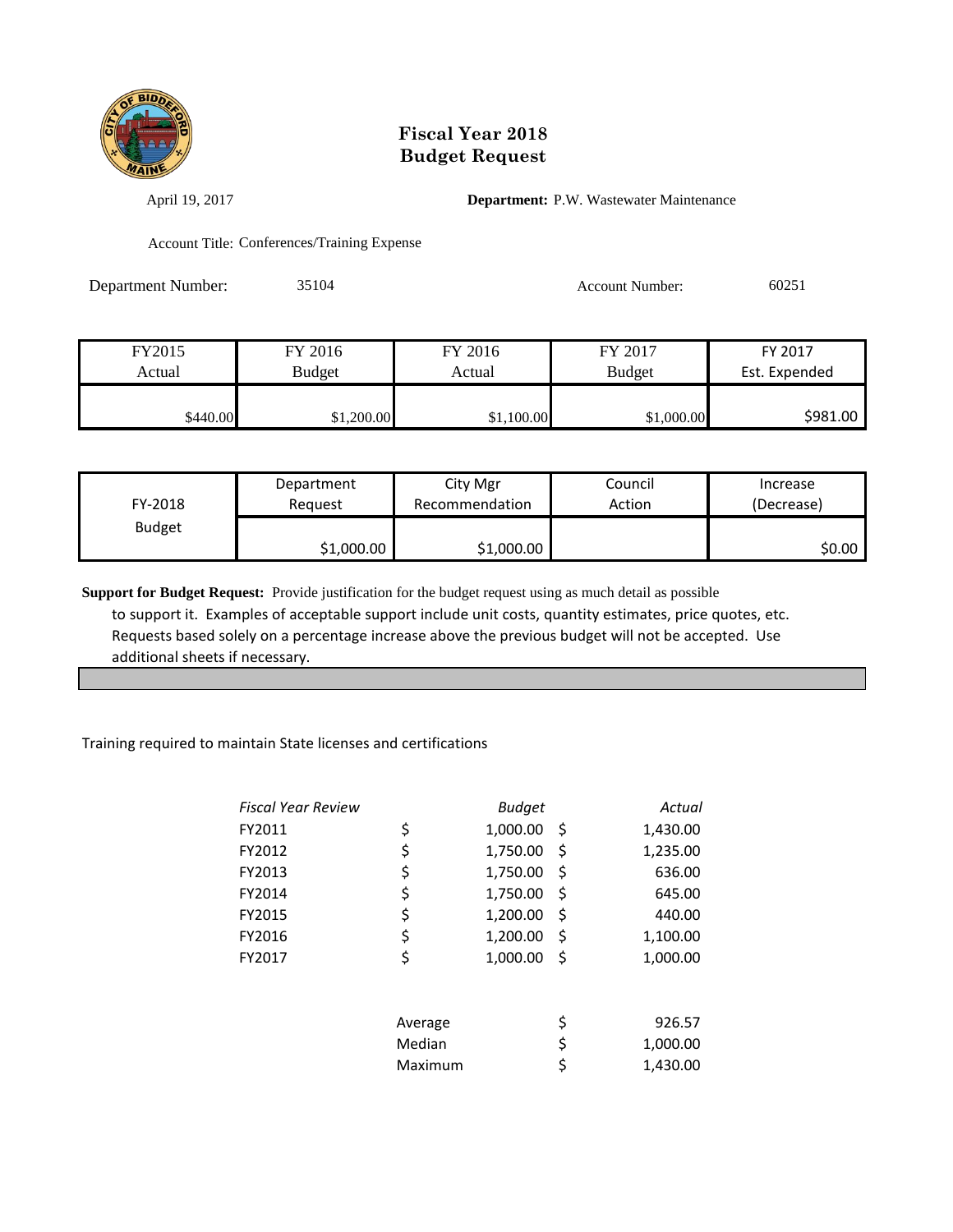# Fiscal Year 2018
# Budget Request

April 19, 2017

**Department:** P.W. Wastewater Maintenance

Account Title: Conferences/Training Expense

Department Number: 35104

Account Number: 60251

| FY2015 Actual | FY 2016 Budget | FY 2016 Actual | FY 2017 Budget | FY 2017 Est. Expended |
|---|---|---|---|---|
| $440.00 | $1,200.00 | $1,100.00 | $1,000.00 | $981.00 |

| FY-2018 Budget | Department Request | City Mgr Recommendation | Council Action | Increase (Decrease) |
|---|---|---|---|---|
| | $1,000.00 | $1,000.00 | | $0.00 |

**Support for Budget Request:** Provide justification for the budget request using as much detail as possible to support it. Examples of acceptable support include unit costs, quantity estimates, price quotes, etc. Requests based solely on a percentage increase above the previous budget will not be accepted. Use additional sheets if necessary.

Training required to maintain State licenses and certifications

| *Fiscal Year Review* | *Budget* | *Actual* |
|---|---|---|
| FY2011 | $ 1,000.00 | $ 1,430.00 |
| FY2012 | $ 1,750.00 | $ 1,235.00 |
| FY2013 | $ 1,750.00 | $ 636.00 |
| FY2014 | $ 1,750.00 | $ 645.00 |
| FY2015 | $ 1,200.00 | $ 440.00 |
| FY2016 | $ 1,200.00 | $ 1,100.00 |
| FY2017 | $ 1,000.00 | $ 1,000.00 |
| | Average | $ 926.57 |
| | Median | $ 1,000.00 |
| | Maximum | $ 1,430.00 |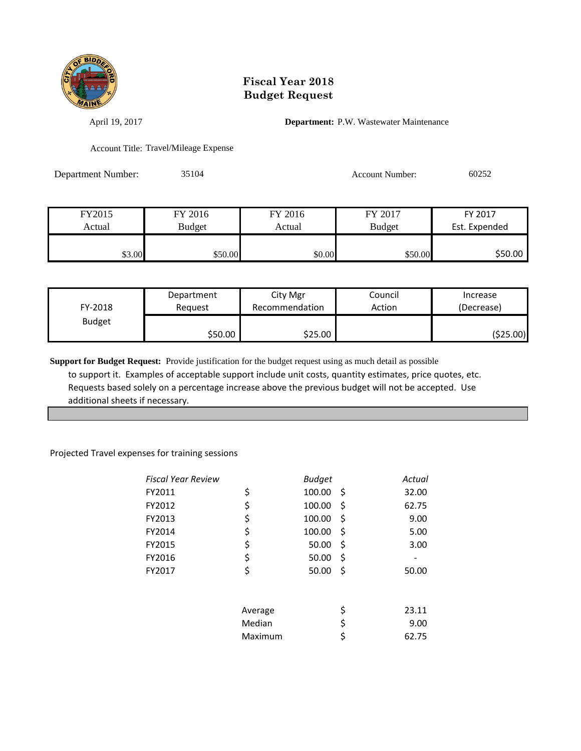# Fiscal Year 2018
# Budget Request

April 19, 2017 **Department:** P.W. Wastewater Maintenance

Account Title: Travel/Mileage Expense

Department Number: 35104 Account Number: 60252

| FY2015 Actual | FY 2016 Budget | FY 2016 Actual | FY 2017 Budget | FY 2017 Est. Expended |
|---|---|---|---|---|
| $3.00 | $50.00 | $0.00 | $50.00 | $50.00 |

| FY-2018 Budget | Department Request | City Mgr Recommendation | Council Action | Increase (Decrease) |
|---|---|---|---|---|
| | $50.00 | $25.00 | | ($25.00) |

**Support for Budget Request:** Provide justification for the budget request using as much detail as possible to support it. Examples of acceptable support include unit costs, quantity estimates, price quotes, etc. Requests based solely on a percentage increase above the previous budget will not be accepted. Use additional sheets if necessary.

Projected Travel expenses for training sessions

| *Fiscal Year Review* | *Budget* | *Actual* |
|---|---|---|
| FY2011 | $ 100.00 | $ 32.00 |
| FY2012 | $ 100.00 | $ 62.75 |
| FY2013 | $ 100.00 | $ 9.00 |
| FY2014 | $ 100.00 | $ 5.00 |
| FY2015 | $ 50.00 | $ 3.00 |
| FY2016 | $ 50.00 | $ - |
| FY2017 | $ 50.00 | $ 50.00 |
| | Average | $ 23.11 |
| | Median | $ 9.00 |
| | Maximum | $ 62.75 |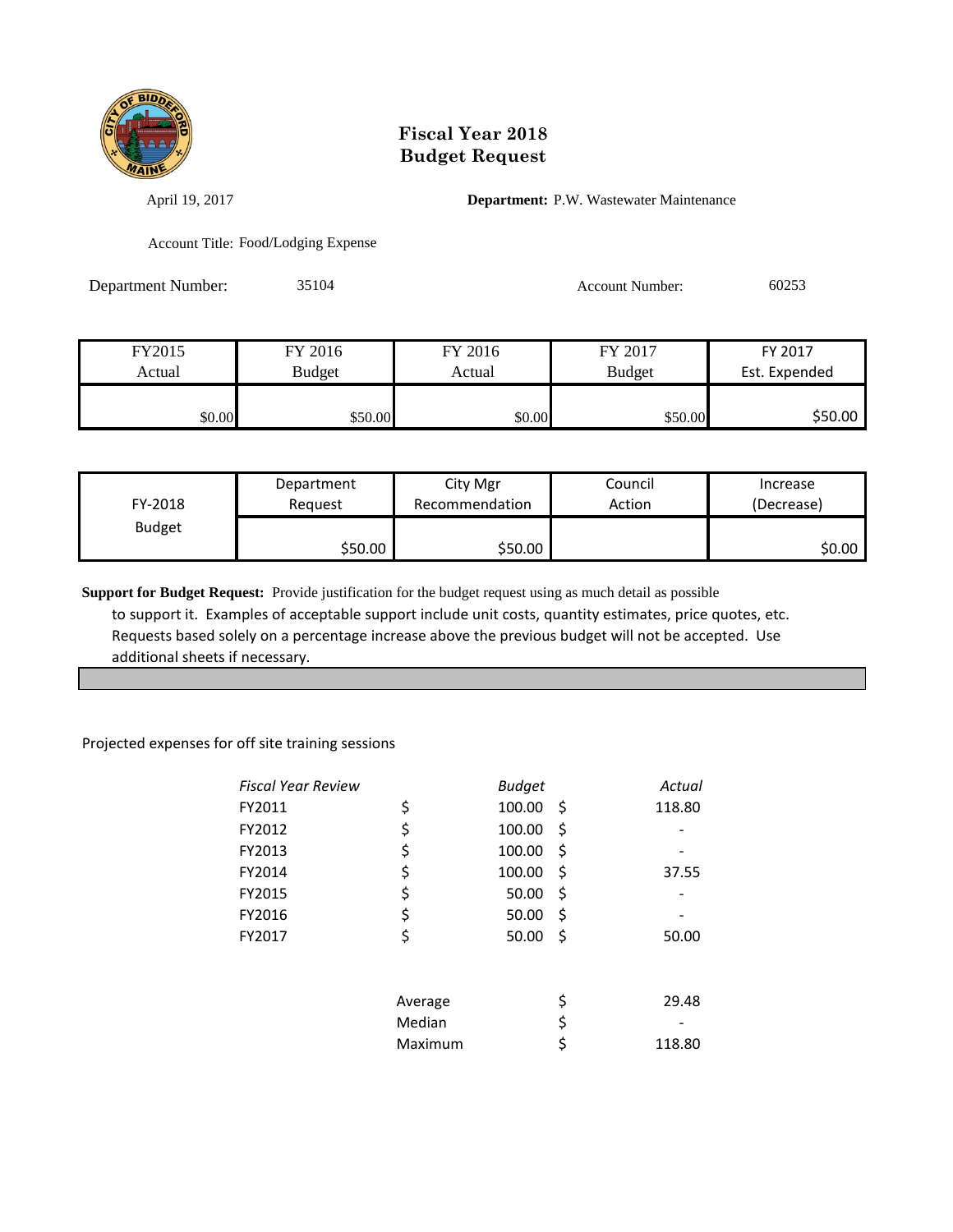# Fiscal Year 2018
# Budget Request

April 19, 2017

**Department:** P.W. Wastewater Maintenance

Account Title: Food/Lodging Expense

Department Number: 35104

Account Number: 60253

| FY2015 Actual | FY 2016 Budget | FY 2016 Actual | FY 2017 Budget | FY 2017 Est. Expended |
|---|---|---|---|---|
| $0.00 | $50.00 | $0.00 | $50.00 | $50.00 |

| FY-2018 Budget | Department Request | City Mgr Recommendation | Council Action | Increase (Decrease) |
|---|---|---|---|---|
| | $50.00 | $50.00 | | $0.00 |

**Support for Budget Request:** Provide justification for the budget request using as much detail as possible to support it. Examples of acceptable support include unit costs, quantity estimates, price quotes, etc. Requests based solely on a percentage increase above the previous budget will not be accepted. Use additional sheets if necessary.

Projected expenses for off site training sessions

| *Fiscal Year Review* | *Budget* | *Actual* |
|---|---|---|
| FY2011 | $ 100.00 | $ 118.80 |
| FY2012 | $ 100.00 | $ - |
| FY2013 | $ 100.00 | $ - |
| FY2014 | $ 100.00 | $ 37.55 |
| FY2015 | $ 50.00 | $ - |
| FY2016 | $ 50.00 | $ - |
| FY2017 | $ 50.00 | $ 50.00 |

| | |
|---|---|
| Average | $ 29.48 |
| Median | $ - |
| Maximum | $ 118.80 |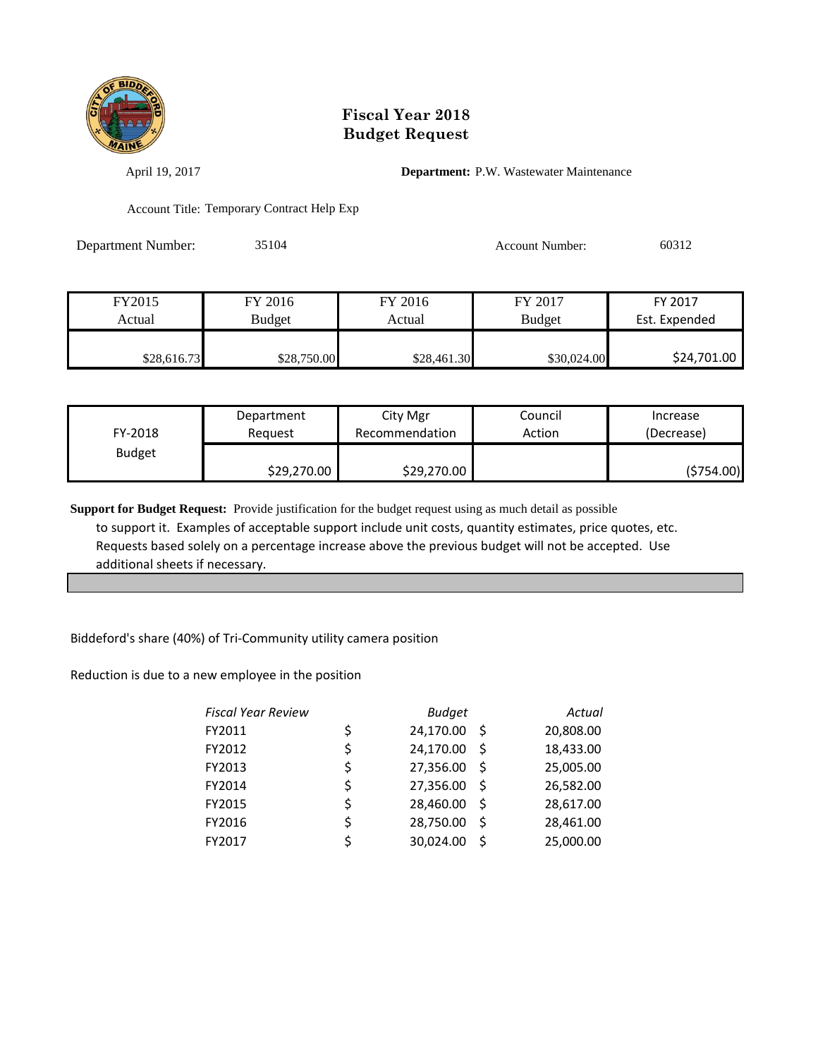# Fiscal Year 2018
# Budget Request

April 19, 2017

**Department:** P.W. Wastewater Maintenance

Account Title: Temporary Contract Help Exp

Department Number: 35104

Account Number: 60312

| FY2015 Actual | FY 2016 Budget | FY 2016 Actual | FY 2017 Budget | FY 2017 Est. Expended |
|---|---|---|---|---|
| $28,616.73 | $28,750.00 | $28,461.30 | $30,024.00 | $24,701.00 |

| FY-2018 Budget | Department Request | City Mgr Recommendation | Council Action | Increase (Decrease) |
|---|---|---|---|---|
| | $29,270.00 | $29,270.00 | | ($754.00) |

**Support for Budget Request:** Provide justification for the budget request using as much detail as possible to support it. Examples of acceptable support include unit costs, quantity estimates, price quotes, etc. Requests based solely on a percentage increase above the previous budget will not be accepted. Use additional sheets if necessary.

Biddeford's share (40%) of Tri-Community utility camera position

Reduction is due to a new employee in the position

| *Fiscal Year Review* | *Budget* | *Actual* |
|---|---|---|
| FY2011 | $ 24,170.00 | $ 20,808.00 |
| FY2012 | $ 24,170.00 | $ 18,433.00 |
| FY2013 | $ 27,356.00 | $ 25,005.00 |
| FY2014 | $ 27,356.00 | $ 26,582.00 |
| FY2015 | $ 28,460.00 | $ 28,617.00 |
| FY2016 | $ 28,750.00 | $ 28,461.00 |
| FY2017 | $ 30,024.00 | $ 25,000.00 |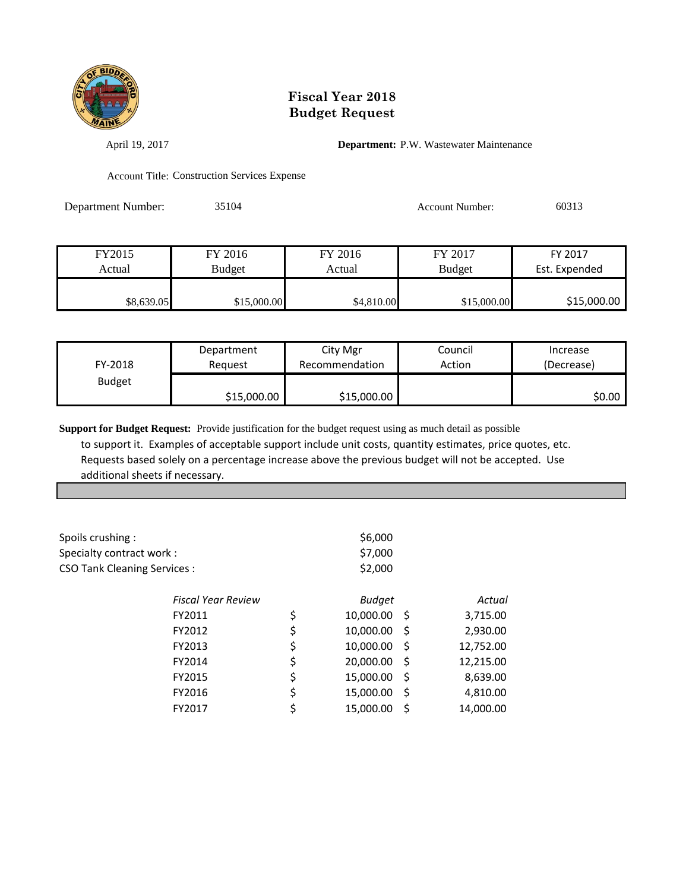# Fiscal Year 2018
# Budget Request

April 19, 2017

**Department:** P.W. Wastewater Maintenance

Account Title: Construction Services Expense

Department Number: 35104

Account Number: 60313

| FY2015 Actual | FY 2016 Budget | FY 2016 Actual | FY 2017 Budget | FY 2017 Est. Expended |
|---|---|---|---|---|
| $8,639.05 | $15,000.00 | $4,810.00 | $15,000.00 | $15,000.00 |

| FY-2018 Budget | Department Request | City Mgr Recommendation | Council Action | Increase (Decrease) |
|---|---|---|---|---|
| | $15,000.00 | $15,000.00 | | $0.00 |

**Support for Budget Request:** Provide justification for the budget request using as much detail as possible to support it. Examples of acceptable support include unit costs, quantity estimates, price quotes, etc. Requests based solely on a percentage increase above the previous budget will not be accepted. Use additional sheets if necessary.

| | |
|---|---|
| Spoils crushing : | $6,000 |
| Specialty contract work : | $7,000 |
| CSO Tank Cleaning Services : | $2,000 |

| *Fiscal Year Review* | *Budget* | *Actual* |
|---|---|---|
| FY2011 | $ 10,000.00 | $ 3,715.00 |
| FY2012 | $ 10,000.00 | $ 2,930.00 |
| FY2013 | $ 10,000.00 | $ 12,752.00 |
| FY2014 | $ 20,000.00 | $ 12,215.00 |
| FY2015 | $ 15,000.00 | $ 8,639.00 |
| FY2016 | $ 15,000.00 | $ 4,810.00 |
| FY2017 | $ 15,000.00 | $ 14,000.00 |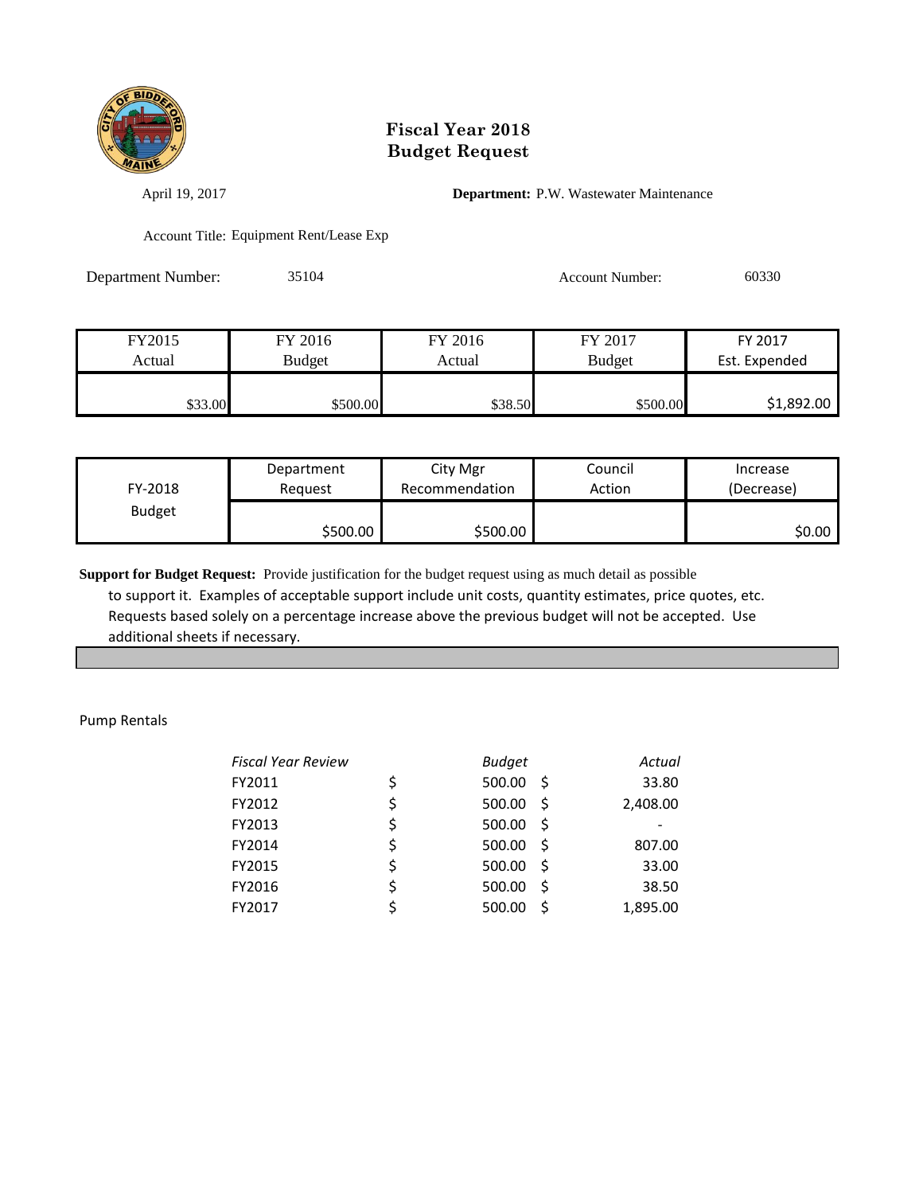# Fiscal Year 2018
# Budget Request

April 19, 2017

**Department:** P.W. Wastewater Maintenance

Account Title: Equipment Rent/Lease Exp

Department Number: 35104

Account Number: 60330

| FY2015 Actual | FY 2016 Budget | FY 2016 Actual | FY 2017 Budget | FY 2017 Est. Expended |
|---|---|---|---|---|
| $33.00 | $500.00 | $38.50 | $500.00 | $1,892.00 |

| FY-2018 Budget | Department Request | City Mgr Recommendation | Council Action | Increase (Decrease) |
|---|---|---|---|---|
| | $500.00 | $500.00 | | $0.00 |

**Support for Budget Request:** Provide justification for the budget request using as much detail as possible to support it. Examples of acceptable support include unit costs, quantity estimates, price quotes, etc. Requests based solely on a percentage increase above the previous budget will not be accepted. Use additional sheets if necessary.

Pump Rentals

| *Fiscal Year Review* | *Budget* | *Actual* |
|---|---|---|
| FY2011 | $ 500.00 | $ 33.80 |
| FY2012 | $ 500.00 | $ 2,408.00 |
| FY2013 | $ 500.00 | $ - |
| FY2014 | $ 500.00 | $ 807.00 |
| FY2015 | $ 500.00 | $ 33.00 |
| FY2016 | $ 500.00 | $ 38.50 |
| FY2017 | $ 500.00 | $ 1,895.00 |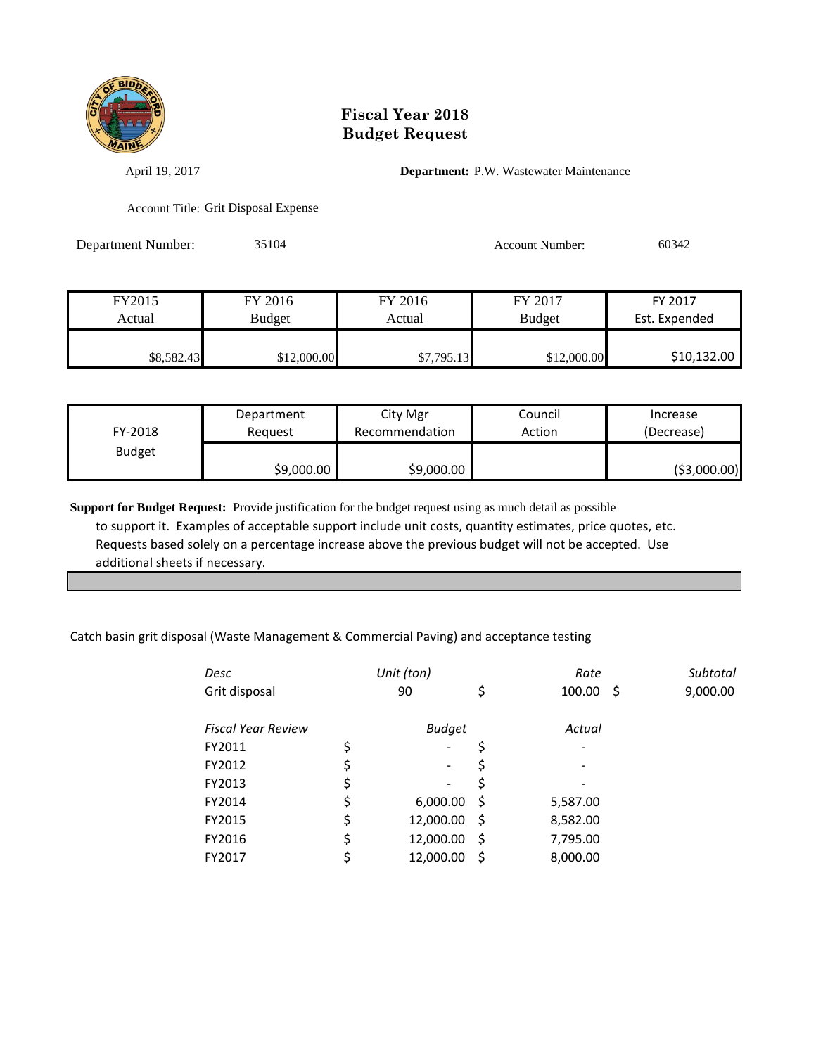# Fiscal Year 2018
# Budget Request

April 19, 2017

**Department:** P.W. Wastewater Maintenance

Account Title: Grit Disposal Expense

Department Number: 35104

Account Number: 60342

| FY2015 Actual | FY 2016 Budget | FY 2016 Actual | FY 2017 Budget | FY 2017 Est. Expended |
|---|---|---|---|---|
| $8,582.43 | $12,000.00 | $7,795.13 | $12,000.00 | $10,132.00 |

| FY-2018 Budget | Department Request | City Mgr Recommendation | Council Action | Increase (Decrease) |
|---|---|---|---|---|
| | $9,000.00 | $9,000.00 | | ($3,000.00) |

**Support for Budget Request:** Provide justification for the budget request using as much detail as possible to support it. Examples of acceptable support include unit costs, quantity estimates, price quotes, etc. Requests based solely on a percentage increase above the previous budget will not be accepted. Use additional sheets if necessary.

Catch basin grit disposal (Waste Management & Commercial Paving) and acceptance testing

| *Desc* | *Unit (ton)* | *Rate* | *Subtotal* |
|---|---|---|---|
| Grit disposal | 90 | $ 100.00 | $ 9,000.00 |

| *Fiscal Year Review* | *Budget* | *Actual* |
|---|---|---|
| FY2011 | $ - | $ - |
| FY2012 | $ - | $ - |
| FY2013 | $ - | $ - |
| FY2014 | $ 6,000.00 | $ 5,587.00 |
| FY2015 | $ 12,000.00 | $ 8,582.00 |
| FY2016 | $ 12,000.00 | $ 7,795.00 |
| FY2017 | $ 12,000.00 | $ 8,000.00 |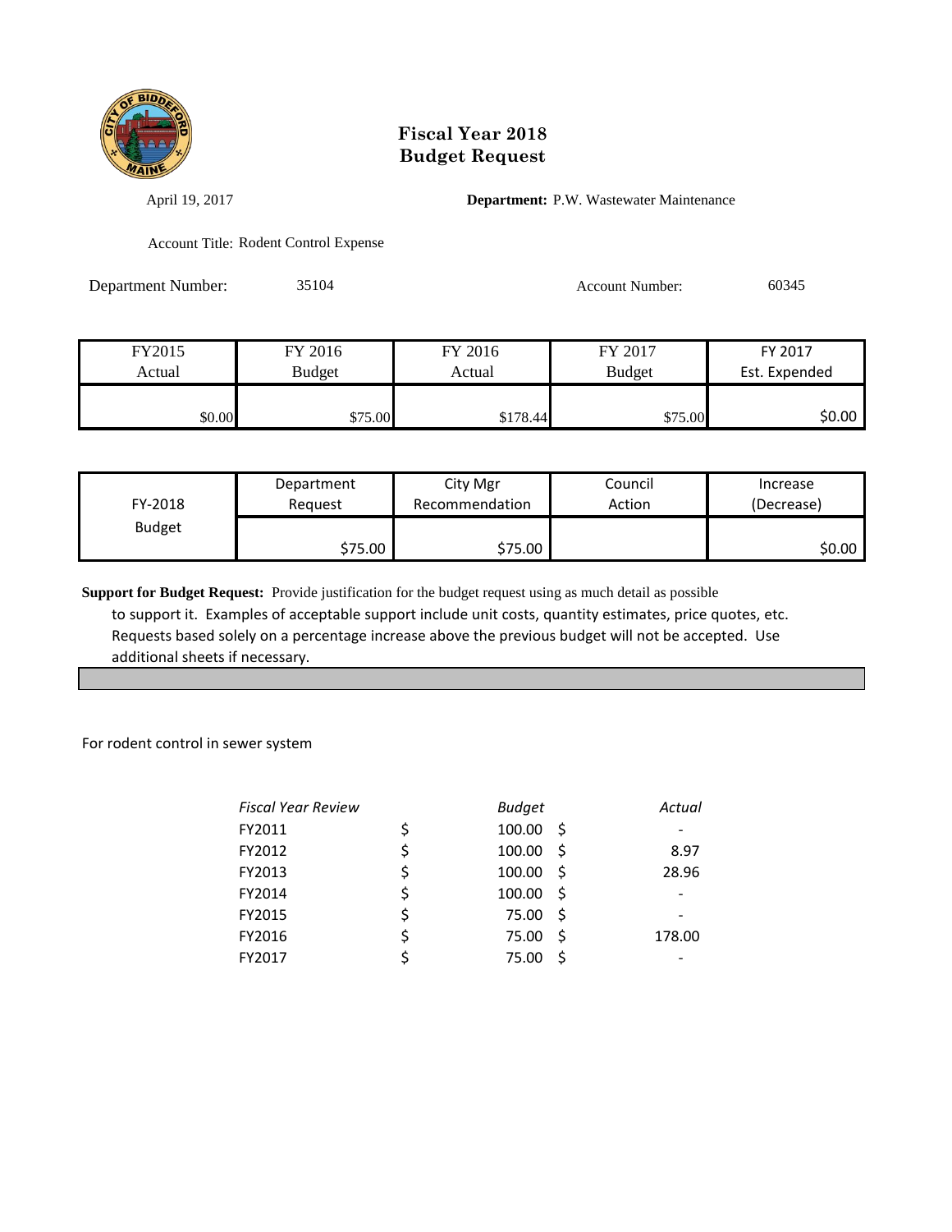# Fiscal Year 2018
# Budget Request

April 19, 2017

**Department:** P.W. Wastewater Maintenance

Account Title: Rodent Control Expense

Department Number: 35104

Account Number: 60345

| FY2015 Actual | FY 2016 Budget | FY 2016 Actual | FY 2017 Budget | FY 2017 Est. Expended |
|---|---|---|---|---|
| $0.00 | $75.00 | $178.44 | $75.00 | $0.00 |

| FY-2018 Budget | Department Request | City Mgr Recommendation | Council Action | Increase (Decrease) |
|---|---|---|---|---|
| | $75.00 | $75.00 | | $0.00 |

**Support for Budget Request:** Provide justification for the budget request using as much detail as possible to support it. Examples of acceptable support include unit costs, quantity estimates, price quotes, etc. Requests based solely on a percentage increase above the previous budget will not be accepted. Use additional sheets if necessary.

For rodent control in sewer system

| *Fiscal Year Review* | *Budget* | *Actual* |
|---|---|---|
| FY2011 | $ 100.00 | $ - |
| FY2012 | $ 100.00 | $ 8.97 |
| FY2013 | $ 100.00 | $ 28.96 |
| FY2014 | $ 100.00 | $ - |
| FY2015 | $ 75.00 | $ - |
| FY2016 | $ 75.00 | $ 178.00 |
| FY2017 | $ 75.00 | $ - |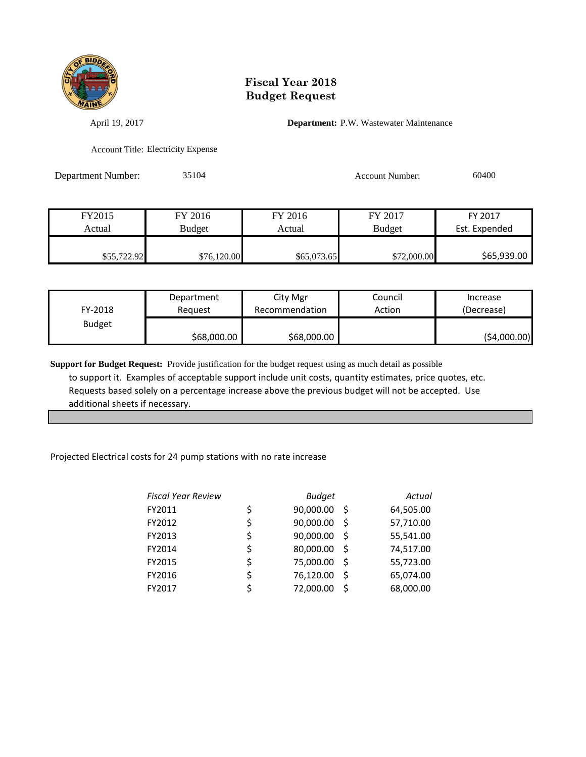# Fiscal Year 2018
# Budget Request

April 19, 2017

**Department:** P.W. Wastewater Maintenance

Account Title: Electricity Expense

Department Number: 35104

Account Number: 60400

| FY2015 Actual | FY 2016 Budget | FY 2016 Actual | FY 2017 Budget | FY 2017 Est. Expended |
|---|---|---|---|---|
| $55,722.92 | $76,120.00 | $65,073.65 | $72,000.00 | $65,939.00 |

| FY-2018 Budget | Department Request | City Mgr Recommendation | Council Action | Increase (Decrease) |
|---|---|---|---|---|
| | $68,000.00 | $68,000.00 | | ($4,000.00) |

**Support for Budget Request:** Provide justification for the budget request using as much detail as possible to support it. Examples of acceptable support include unit costs, quantity estimates, price quotes, etc. Requests based solely on a percentage increase above the previous budget will not be accepted. Use additional sheets if necessary.

Projected Electrical costs for 24 pump stations with no rate increase

| *Fiscal Year Review* | *Budget* | *Actual* |
|---|---|---|
| FY2011 | $ 90,000.00 | $ 64,505.00 |
| FY2012 | $ 90,000.00 | $ 57,710.00 |
| FY2013 | $ 90,000.00 | $ 55,541.00 |
| FY2014 | $ 80,000.00 | $ 74,517.00 |
| FY2015 | $ 75,000.00 | $ 55,723.00 |
| FY2016 | $ 76,120.00 | $ 65,074.00 |
| FY2017 | $ 72,000.00 | $ 68,000.00 |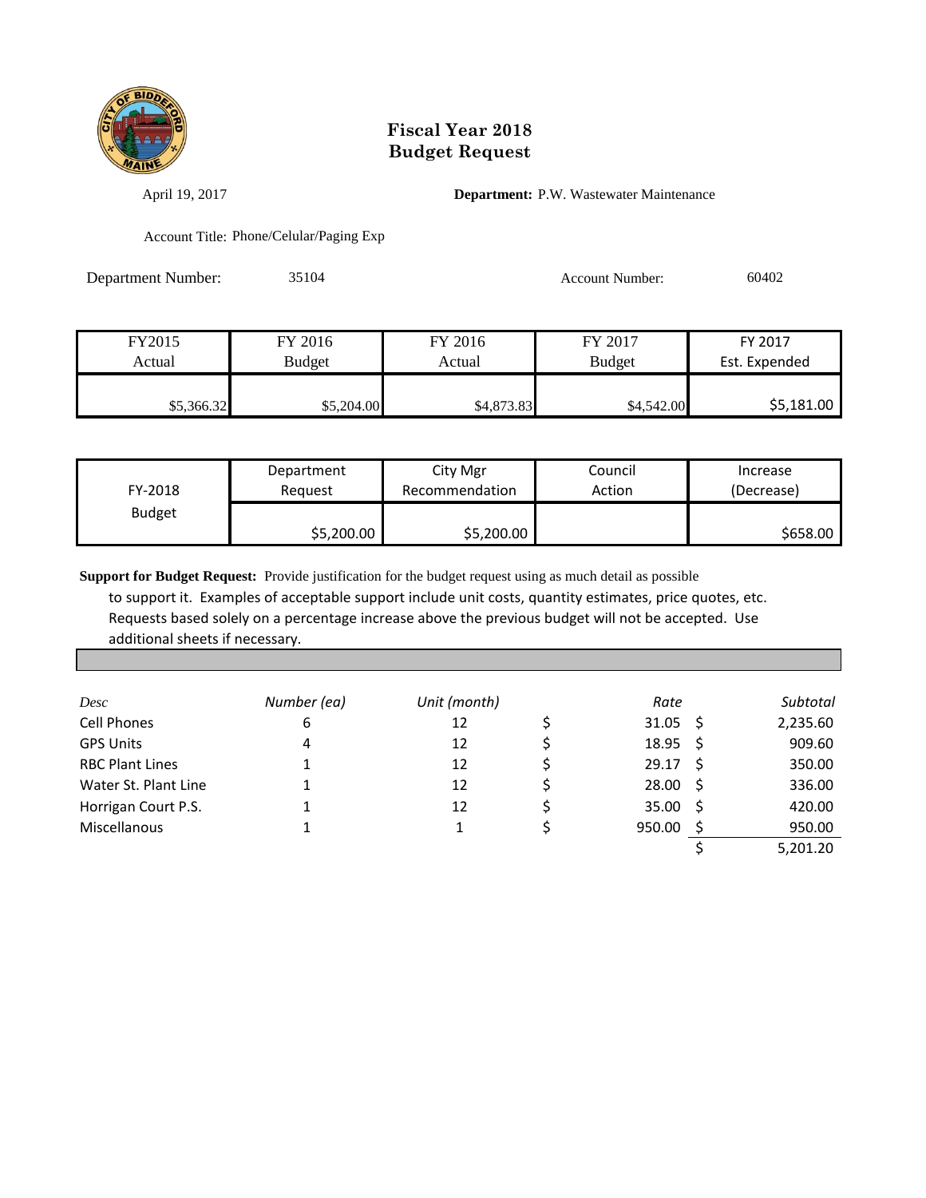# Fiscal Year 2018
# Budget Request

April 19, 2017

**Department:** P.W. Wastewater Maintenance

Account Title: Phone/Celular/Paging Exp

Department Number: 35104

Account Number: 60402

| FY2015 Actual | FY 2016 Budget | FY 2016 Actual | FY 2017 Budget | FY 2017 Est. Expended |
|---|---|---|---|---|
| $5,366.32 | $5,204.00 | $4,873.83 | $4,542.00 | $5,181.00 |

| FY-2018 Budget | Department Request | City Mgr Recommendation | Council Action | Increase (Decrease) |
|---|---|---|---|---|
| | $5,200.00 | $5,200.00 | | $658.00 |

**Support for Budget Request:** Provide justification for the budget request using as much detail as possible to support it. Examples of acceptable support include unit costs, quantity estimates, price quotes, etc. Requests based solely on a percentage increase above the previous budget will not be accepted. Use additional sheets if necessary.

| *Desc* | *Number (ea)* | *Unit (month)* | *Rate* | *Subtotal* |
|---|---|---|---|---|
| Cell Phones | 6 | 12 | $ 31.05 | $ 2,235.60 |
| GPS Units | 4 | 12 | $ 18.95 | $ 909.60 |
| RBC Plant Lines | 1 | 12 | $ 29.17 | $ 350.00 |
| Water St. Plant Line | 1 | 12 | $ 28.00 | $ 336.00 |
| Horrigan Court P.S. | 1 | 12 | $ 35.00 | $ 420.00 |
| Miscellanous | 1 | 1 | $ 950.00 | $ 950.00 |
| | | | | $ 5,201.20 |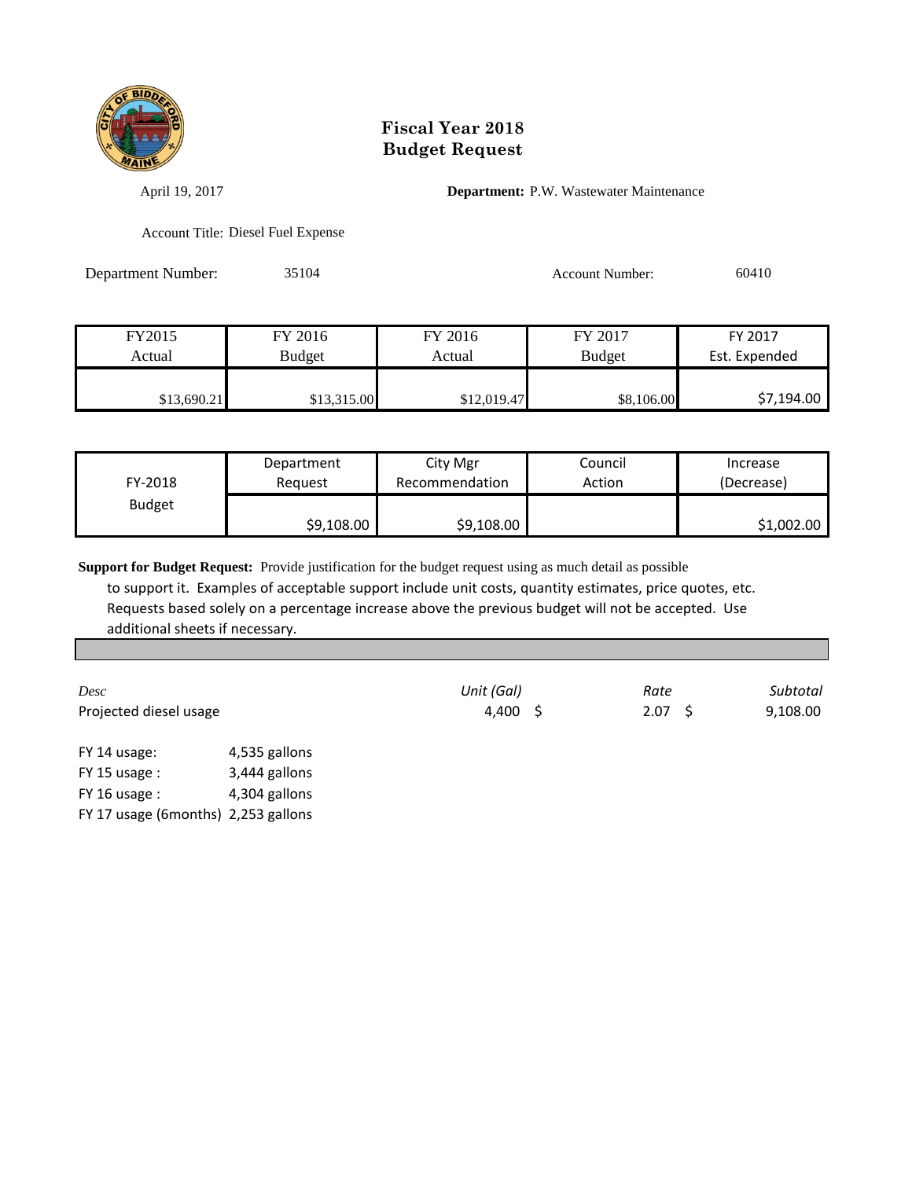# Fiscal Year 2018
# Budget Request

April 19, 2017 **Department:** P.W. Wastewater Maintenance

Account Title: Diesel Fuel Expense

Department Number: 35104 Account Number: 60410

| FY2015 Actual | FY 2016 Budget | FY 2016 Actual | FY 2017 Budget | FY 2017 Est. Expended |
|---|---|---|---|---|
| $13,690.21 | $13,315.00 | $12,019.47 | $8,106.00 | $7,194.00 |

| FY-2018 Budget | Department Request | City Mgr Recommendation | Council Action | Increase (Decrease) |
|---|---|---|---|---|
| | $9,108.00 | $9,108.00 | | $1,002.00 |

**Support for Budget Request:** Provide justification for the budget request using as much detail as possible to support it. Examples of acceptable support include unit costs, quantity estimates, price quotes, etc. Requests based solely on a percentage increase above the previous budget will not be accepted. Use additional sheets if necessary.

| *Desc* | *Unit (Gal)* | *Rate* | *Subtotal* |
|---|---|---|---|
| Projected diesel usage | 4,400 | $ 2.07 | $ 9,108.00 |

FY 14 usage: 4,535 gallons
FY 15 usage : 3,444 gallons
FY 16 usage : 4,304 gallons
FY 17 usage (6months) 2,253 gallons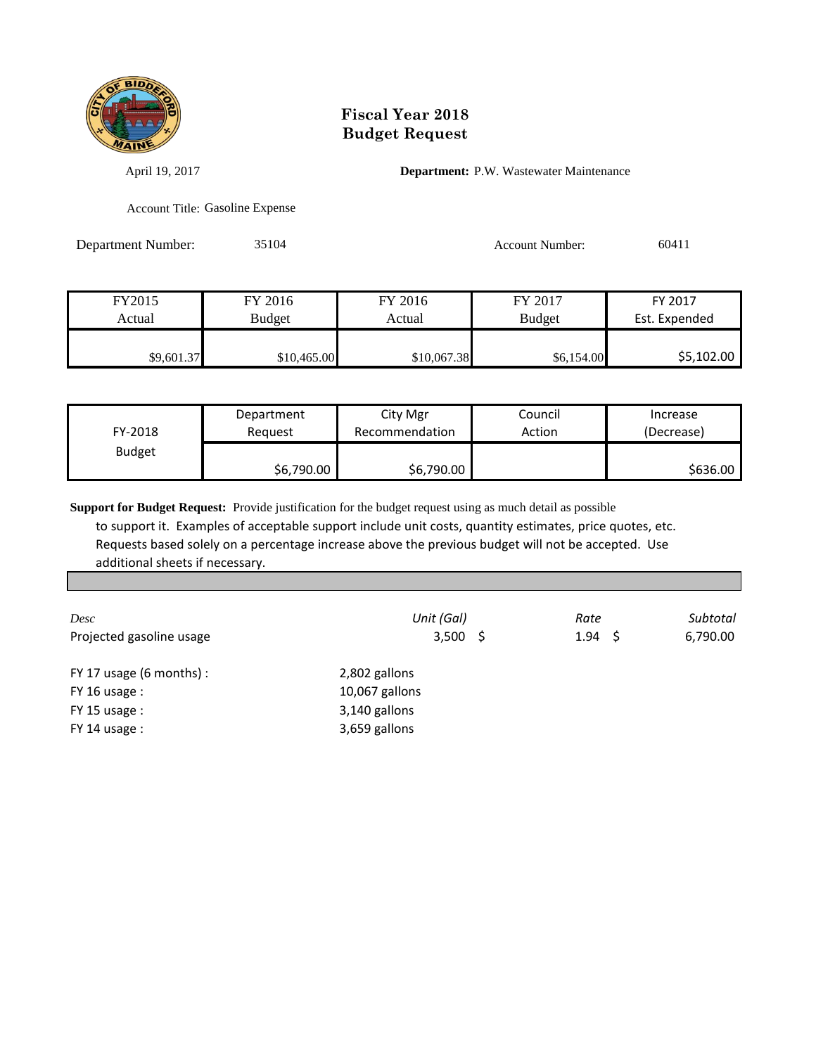# Fiscal Year 2018
# Budget Request

April 19, 2017

**Department:** P.W. Wastewater Maintenance

Account Title: Gasoline Expense

Department Number: 35104

Account Number: 60411

| FY2015 Actual | FY 2016 Budget | FY 2016 Actual | FY 2017 Budget | FY 2017 Est. Expended |
|---|---|---|---|---|
| $9,601.37 | $10,465.00 | $10,067.38 | $6,154.00 | $5,102.00 |

| FY-2018 Budget | Department Request | City Mgr Recommendation | Council Action | Increase (Decrease) |
|---|---|---|---|---|
| | $6,790.00 | $6,790.00 | | $636.00 |

**Support for Budget Request:** Provide justification for the budget request using as much detail as possible to support it. Examples of acceptable support include unit costs, quantity estimates, price quotes, etc. Requests based solely on a percentage increase above the previous budget will not be accepted. Use additional sheets if necessary.

| *Desc* | *Unit (Gal)* | *Rate* | *Subtotal* |
|---|---|---|---|
| Projected gasoline usage | 3,500 | $ 1.94 | $ 6,790.00 |

FY 17 usage (6 months) : 2,802 gallons
FY 16 usage : 10,067 gallons
FY 15 usage : 3,140 gallons
FY 14 usage : 3,659 gallons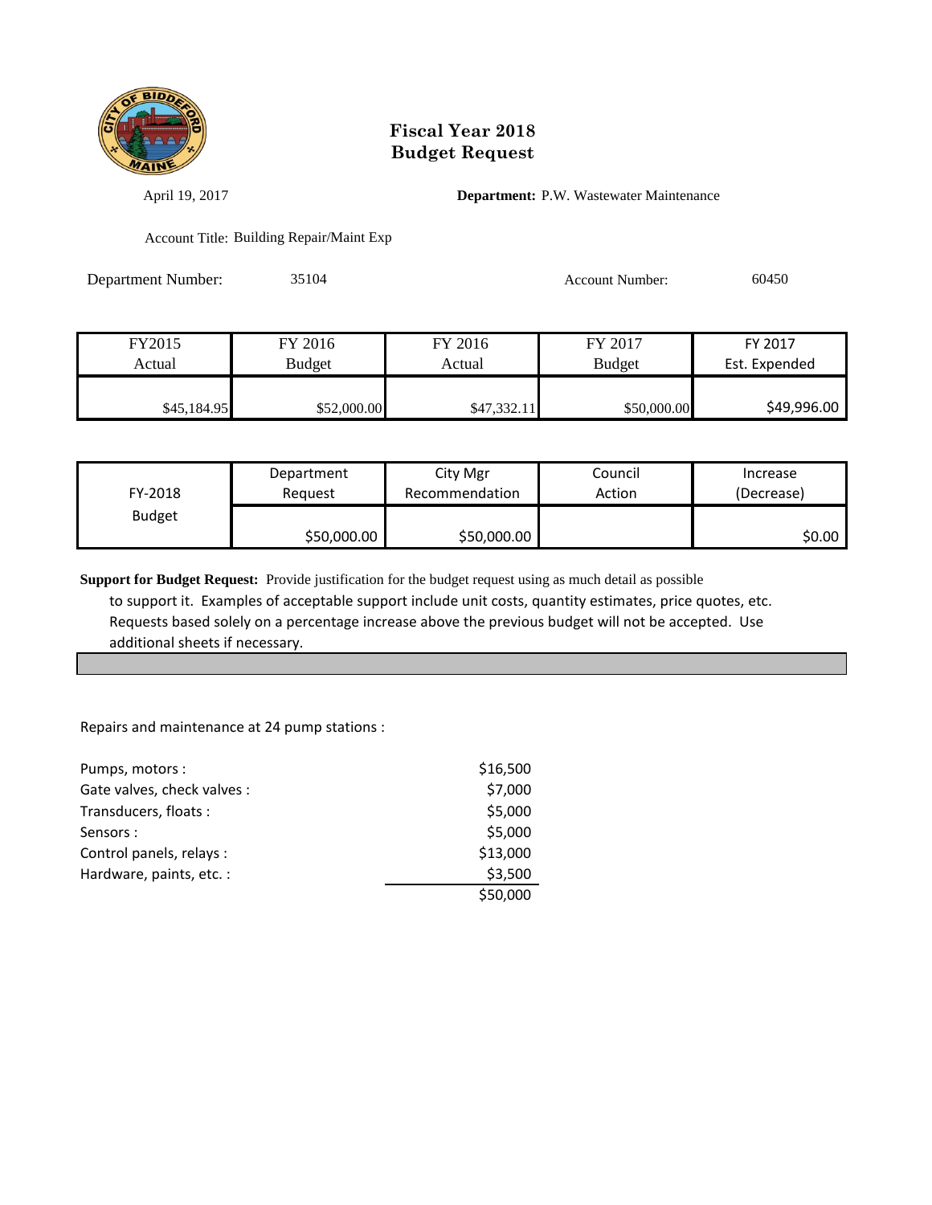# Fiscal Year 2018
# Budget Request

April 19, 2017

**Department:** P.W. Wastewater Maintenance

Account Title: Building Repair/Maint Exp

Department Number: 35104

Account Number: 60450

| FY2015 Actual | FY 2016 Budget | FY 2016 Actual | FY 2017 Budget | FY 2017 Est. Expended |
|---|---|---|---|---|
| $45,184.95 | $52,000.00 | $47,332.11 | $50,000.00 | $49,996.00 |

| FY-2018 Budget | Department Request | City Mgr Recommendation | Council Action | Increase (Decrease) |
|---|---|---|---|---|
| | $50,000.00 | $50,000.00 | | $0.00 |

**Support for Budget Request:** Provide justification for the budget request using as much detail as possible to support it. Examples of acceptable support include unit costs, quantity estimates, price quotes, etc. Requests based solely on a percentage increase above the previous budget will not be accepted. Use additional sheets if necessary.

Repairs and maintenance at 24 pump stations :

| | |
|---|---|
| Pumps, motors : | $16,500 |
| Gate valves, check valves : | $7,000 |
| Transducers, floats : | $5,000 |
| Sensors : | $5,000 |
| Control panels, relays : | $13,000 |
| Hardware, paints, etc. : | $3,500 |
| | $50,000 |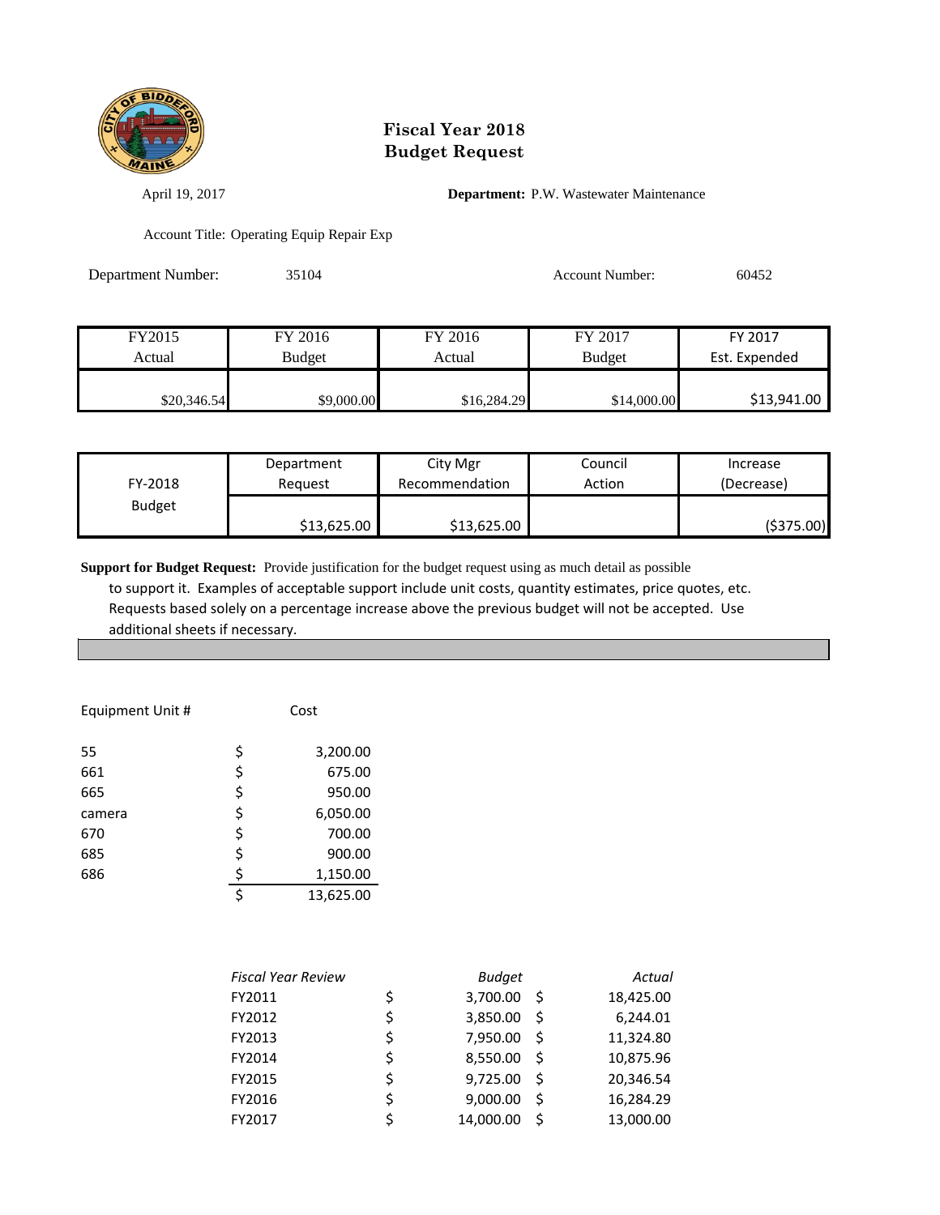# Fiscal Year 2018 Budget Request

April 19, 2017 **Department:** P.W. Wastewater Maintenance

Account Title: Operating Equip Repair Exp

Department Number: 35104 Account Number: 60452

| FY2015 Actual | FY 2016 Budget | FY 2016 Actual | FY 2017 Budget | FY 2017 Est. Expended |
|---|---|---|---|---|
| $20,346.54 | $9,000.00 | $16,284.29 | $14,000.00 | $13,941.00 |

| FY-2018 Budget | Department Request | City Mgr Recommendation | Council Action | Increase (Decrease) |
|---|---|---|---|---|
| | $13,625.00 | $13,625.00 | | ($375.00) |

**Support for Budget Request:** Provide justification for the budget request using as much detail as possible to support it. Examples of acceptable support include unit costs, quantity estimates, price quotes, etc. Requests based solely on a percentage increase above the previous budget will not be accepted. Use additional sheets if necessary.

| Equipment Unit # | Cost |
|---|---|
| 55 | $ 3,200.00 |
| 661 | $ 675.00 |
| 665 | $ 950.00 |
| camera | $ 6,050.00 |
| 670 | $ 700.00 |
| 685 | $ 900.00 |
| 686 | $ 1,150.00 |
| | $ 13,625.00 |

| *Fiscal Year Review* | *Budget* | *Actual* |
|---|---|---|
| FY2011 | $ 3,700.00 | $ 18,425.00 |
| FY2012 | $ 3,850.00 | $ 6,244.01 |
| FY2013 | $ 7,950.00 | $ 11,324.80 |
| FY2014 | $ 8,550.00 | $ 10,875.96 |
| FY2015 | $ 9,725.00 | $ 20,346.54 |
| FY2016 | $ 9,000.00 | $ 16,284.29 |
| FY2017 | $ 14,000.00 | $ 13,000.00 |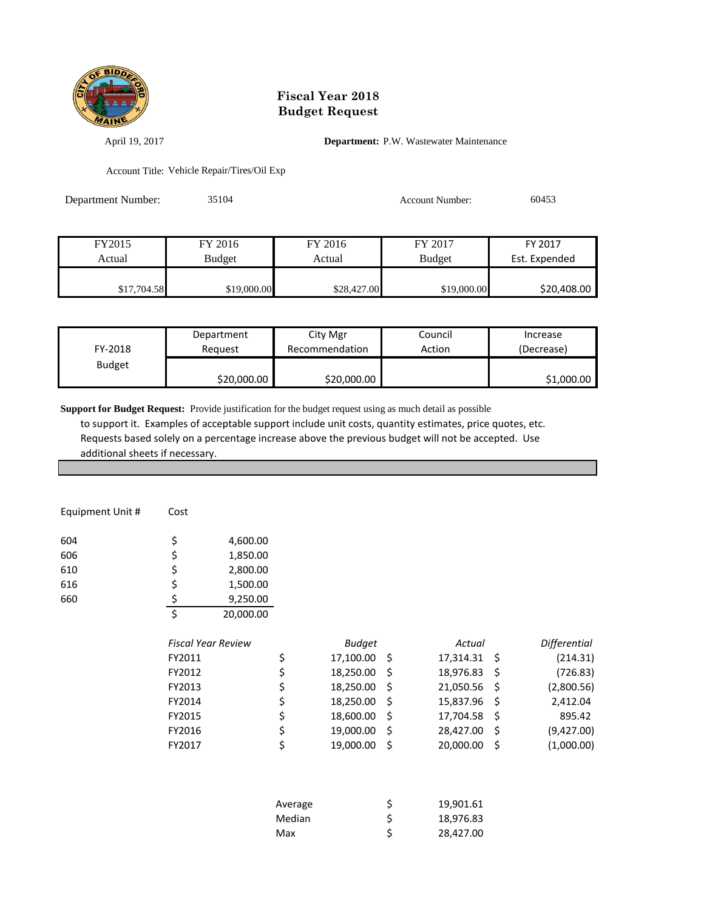# Fiscal Year 2018
# Budget Request

April 19, 2017

**Department:** P.W. Wastewater Maintenance

Account Title: Vehicle Repair/Tires/Oil Exp

Department Number: 35104

Account Number: 60453

| FY2015 Actual | FY 2016 Budget | FY 2016 Actual | FY 2017 Budget | FY 2017 Est. Expended |
|---|---|---|---|---|
| $17,704.58 | $19,000.00 | $28,427.00 | $19,000.00 | $20,408.00 |

| FY-2018 Budget | Department Request | City Mgr Recommendation | Council Action | Increase (Decrease) |
|---|---|---|---|---|
| | $20,000.00 | $20,000.00 | | $1,000.00 |

**Support for Budget Request:** Provide justification for the budget request using as much detail as possible to support it. Examples of acceptable support include unit costs, quantity estimates, price quotes, etc. Requests based solely on a percentage increase above the previous budget will not be accepted. Use additional sheets if necessary.

| Equipment Unit # | Cost |
|---|---|
| 604 | $ 4,600.00 |
| 606 | $ 1,850.00 |
| 610 | $ 2,800.00 |
| 616 | $ 1,500.00 |
| 660 | $ 9,250.00 |
| | $ 20,000.00 |

| *Fiscal Year Review* | *Budget* | *Actual* | *Differential* |
|---|---|---|---|
| FY2011 | $ 17,100.00 | $ 17,314.31 | $ (214.31) |
| FY2012 | $ 18,250.00 | $ 18,976.83 | $ (726.83) |
| FY2013 | $ 18,250.00 | $ 21,050.56 | $ (2,800.56) |
| FY2014 | $ 18,250.00 | $ 15,837.96 | $ 2,412.04 |
| FY2015 | $ 18,600.00 | $ 17,704.58 | $ 895.42 |
| FY2016 | $ 19,000.00 | $ 28,427.00 | $ (9,427.00) |
| FY2017 | $ 19,000.00 | $ 20,000.00 | $ (1,000.00) |

| | |
|---|---|
| Average | $ 19,901.61 |
| Median | $ 18,976.83 |
| Max | $ 28,427.00 |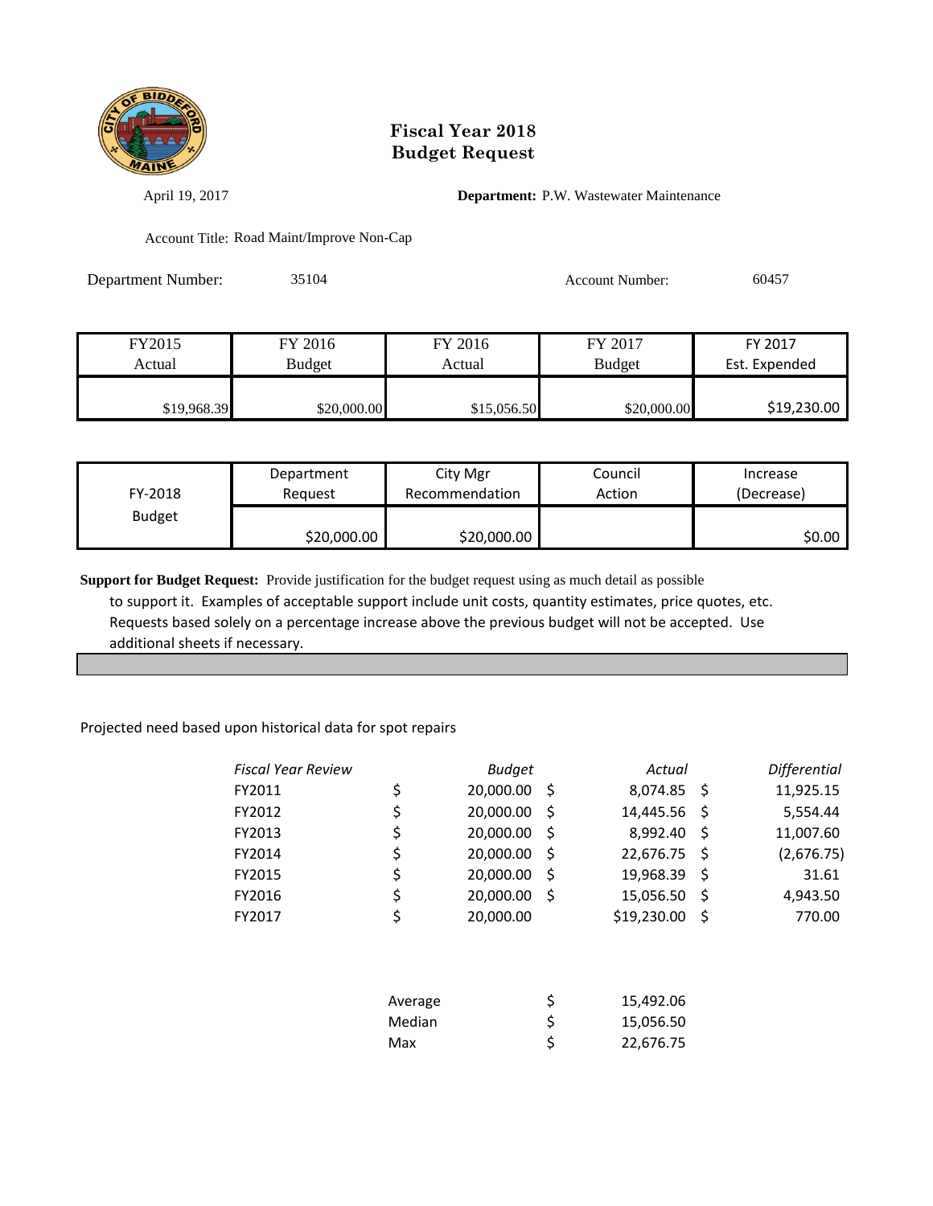# Fiscal Year 2018
# Budget Request

April 19, 2017

**Department:** P.W. Wastewater Maintenance

Account Title: Road Maint/Improve Non-Cap

Department Number: 35104

Account Number: 60457

| FY2015 Actual | FY 2016 Budget | FY 2016 Actual | FY 2017 Budget | FY 2017 Est. Expended |
|---|---|---|---|---|
| $19,968.39 | $20,000.00 | $15,056.50 | $20,000.00 | $19,230.00 |

| FY-2018 Budget | Department Request | City Mgr Recommendation | Council Action | Increase (Decrease) |
|---|---|---|---|---|
| | $20,000.00 | $20,000.00 | | $0.00 |

**Support for Budget Request:** Provide justification for the budget request using as much detail as possible to support it. Examples of acceptable support include unit costs, quantity estimates, price quotes, etc. Requests based solely on a percentage increase above the previous budget will not be accepted. Use additional sheets if necessary.

Projected need based upon historical data for spot repairs

| *Fiscal Year Review* | *Budget* | *Actual* | *Differential* |
|---|---|---|---|
| FY2011 | $ 20,000.00 | $ 8,074.85 | $ 11,925.15 |
| FY2012 | $ 20,000.00 | $ 14,445.56 | $ 5,554.44 |
| FY2013 | $ 20,000.00 | $ 8,992.40 | $ 11,007.60 |
| FY2014 | $ 20,000.00 | $ 22,676.75 | $ (2,676.75) |
| FY2015 | $ 20,000.00 | $ 19,968.39 | $ 31.61 |
| FY2016 | $ 20,000.00 | $ 15,056.50 | $ 4,943.50 |
| FY2017 | $ 20,000.00 | $19,230.00 | $ 770.00 |

| | |
|---|---|
| Average | $ 15,492.06 |
| Median | $ 15,056.50 |
| Max | $ 22,676.75 |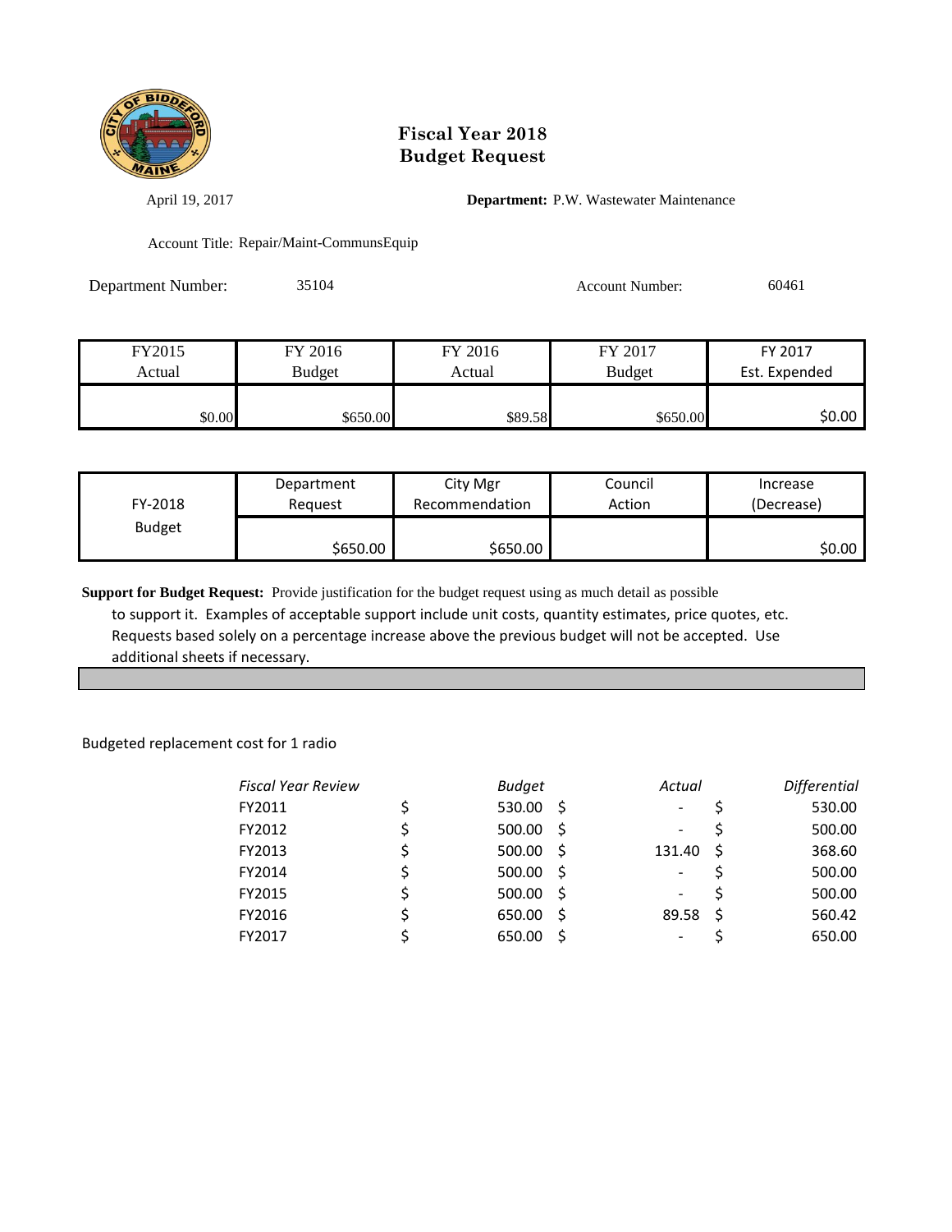# Fiscal Year 2018
# Budget Request

April 19, 2017

**Department:** P.W. Wastewater Maintenance

Account Title: Repair/Maint-CommunsEquip

Department Number: 35104

Account Number: 60461

| FY2015 Actual | FY 2016 Budget | FY 2016 Actual | FY 2017 Budget | FY 2017 Est. Expended |
|---|---|---|---|---|
| $0.00 | $650.00 | $89.58 | $650.00 | $0.00 |

| FY-2018 Budget | Department Request | City Mgr Recommendation | Council Action | Increase (Decrease) |
|---|---|---|---|---|
| | $650.00 | $650.00 | | $0.00 |

**Support for Budget Request:** Provide justification for the budget request using as much detail as possible to support it. Examples of acceptable support include unit costs, quantity estimates, price quotes, etc. Requests based solely on a percentage increase above the previous budget will not be accepted. Use additional sheets if necessary.

Budgeted replacement cost for 1 radio

| *Fiscal Year Review* | *Budget* | *Actual* | *Differential* |
|---|---|---|---|
| FY2011 | $ 530.00 | $ - | $ 530.00 |
| FY2012 | $ 500.00 | $ - | $ 500.00 |
| FY2013 | $ 500.00 | $ 131.40 | $ 368.60 |
| FY2014 | $ 500.00 | $ - | $ 500.00 |
| FY2015 | $ 500.00 | $ - | $ 500.00 |
| FY2016 | $ 650.00 | $ 89.58 | $ 560.42 |
| FY2017 | $ 650.00 | $ - | $ 650.00 |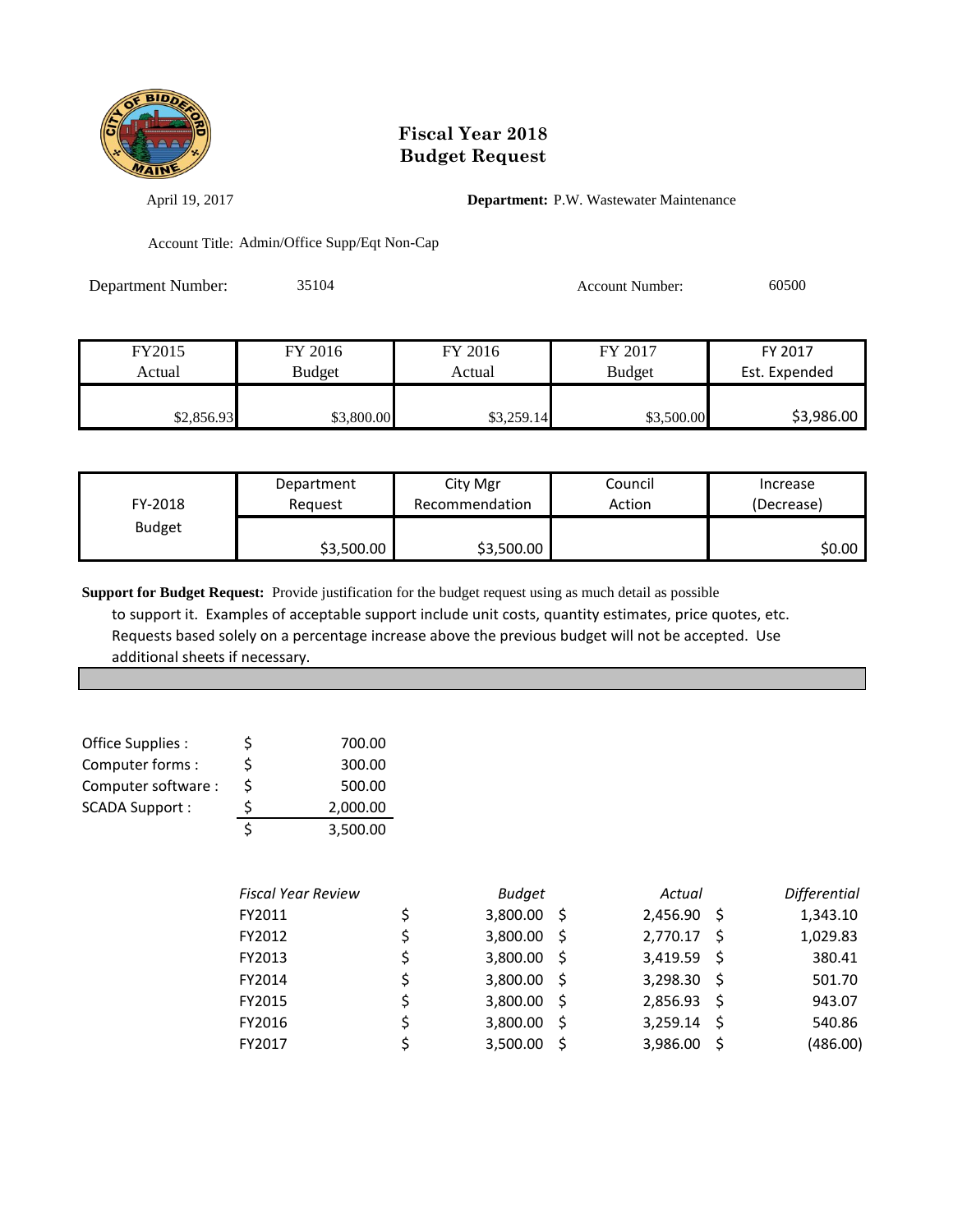# Fiscal Year 2018
# Budget Request

April 19, 2017

**Department:** P.W. Wastewater Maintenance

Account Title: Admin/Office Supp/Eqt Non-Cap

Department Number: 35104

Account Number: 60500

| FY2015 Actual | FY 2016 Budget | FY 2016 Actual | FY 2017 Budget | FY 2017 Est. Expended |
|---|---|---|---|---|
| $2,856.93 | $3,800.00 | $3,259.14 | $3,500.00 | $3,986.00 |

| FY-2018 Budget | Department Request | City Mgr Recommendation | Council Action | Increase (Decrease) |
|---|---|---|---|---|
| | $3,500.00 | $3,500.00 | | $0.00 |

**Support for Budget Request:** Provide justification for the budget request using as much detail as possible to support it. Examples of acceptable support include unit costs, quantity estimates, price quotes, etc. Requests based solely on a percentage increase above the previous budget will not be accepted. Use additional sheets if necessary.

| | | |
|---|---|---|
| Office Supplies : | $ | 700.00 |
| Computer forms : | $ | 300.00 |
| Computer software : | $ | 500.00 |
| SCADA Support : | $ | 2,000.00 |
| | $ | 3,500.00 |

| *Fiscal Year Review* | *Budget* | *Actual* | *Differential* |
|---|---|---|---|
| FY2011 | $ 3,800.00 | $ 2,456.90 | $ 1,343.10 |
| FY2012 | $ 3,800.00 | $ 2,770.17 | $ 1,029.83 |
| FY2013 | $ 3,800.00 | $ 3,419.59 | $ 380.41 |
| FY2014 | $ 3,800.00 | $ 3,298.30 | $ 501.70 |
| FY2015 | $ 3,800.00 | $ 2,856.93 | $ 943.07 |
| FY2016 | $ 3,800.00 | $ 3,259.14 | $ 540.86 |
| FY2017 | $ 3,500.00 | $ 3,986.00 | $ (486.00) |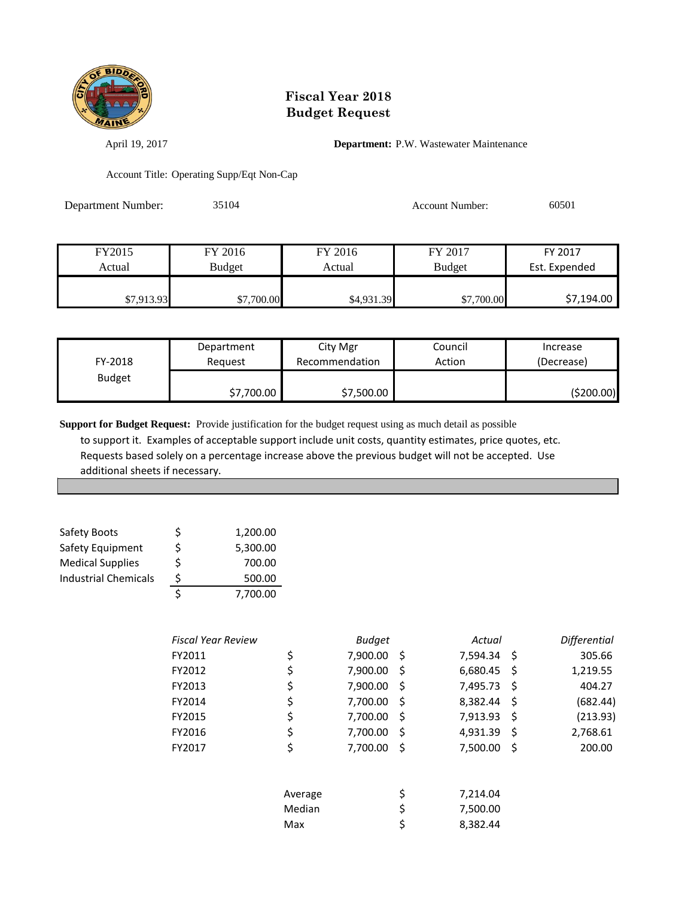# Fiscal Year 2018
# Budget Request

April 19, 2017

**Department:** P.W. Wastewater Maintenance

Account Title: Operating Supp/Eqt Non-Cap

Department Number: 35104

Account Number: 60501

| FY2015 Actual | FY 2016 Budget | FY 2016 Actual | FY 2017 Budget | FY 2017 Est. Expended |
|---|---|---|---|---|
| $7,913.93 | $7,700.00 | $4,931.39 | $7,700.00 | $7,194.00 |

| FY-2018 Budget | Department Request | City Mgr Recommendation | Council Action | Increase (Decrease) |
|---|---|---|---|---|
| | $7,700.00 | $7,500.00 | | ($200.00) |

**Support for Budget Request:** Provide justification for the budget request using as much detail as possible to support it. Examples of acceptable support include unit costs, quantity estimates, price quotes, etc. Requests based solely on a percentage increase above the previous budget will not be accepted. Use additional sheets if necessary.

| | | |
|---|---|---|
| Safety Boots | $ | 1,200.00 |
| Safety Equipment | $ | 5,300.00 |
| Medical Supplies | $ | 700.00 |
| Industrial Chemicals | $ | 500.00 |
| | $ | 7,700.00 |

| *Fiscal Year Review* | *Budget* | *Actual* | *Differential* |
|---|---|---|---|
| FY2011 | $ 7,900.00 | $ 7,594.34 | $ 305.66 |
| FY2012 | $ 7,900.00 | $ 6,680.45 | $ 1,219.55 |
| FY2013 | $ 7,900.00 | $ 7,495.73 | $ 404.27 |
| FY2014 | $ 7,700.00 | $ 8,382.44 | $ (682.44) |
| FY2015 | $ 7,700.00 | $ 7,913.93 | $ (213.93) |
| FY2016 | $ 7,700.00 | $ 4,931.39 | $ 2,768.61 |
| FY2017 | $ 7,700.00 | $ 7,500.00 | $ 200.00 |

| | | |
|---|---|---|
| Average | $ | 7,214.04 |
| Median | $ | 7,500.00 |
| Max | $ | 8,382.44 |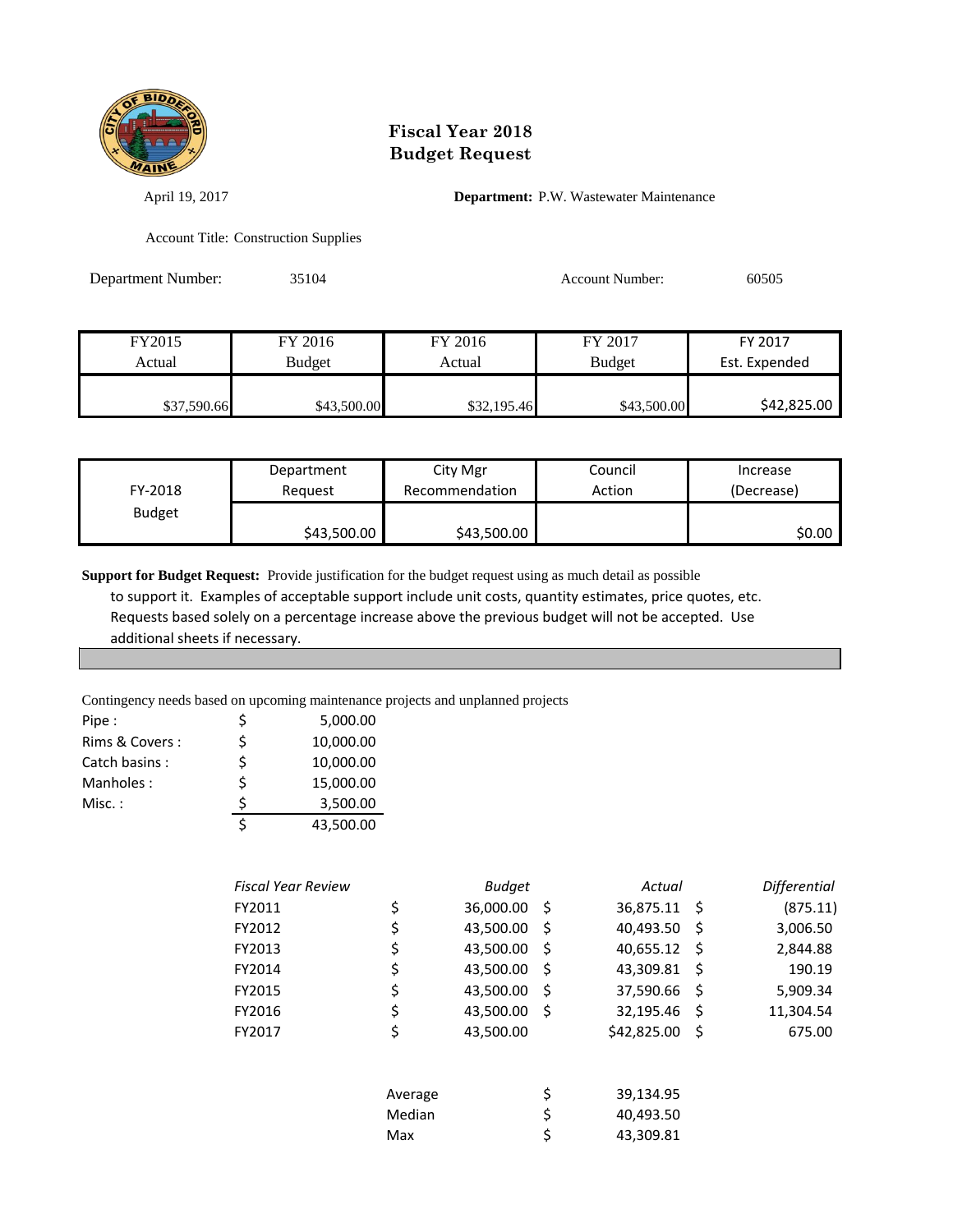# Fiscal Year 2018
# Budget Request

April 19, 2017

**Department:** P.W. Wastewater Maintenance

Account Title: Construction Supplies

Department Number: 35104

Account Number: 60505

| FY2015 Actual | FY 2016 Budget | FY 2016 Actual | FY 2017 Budget | FY 2017 Est. Expended |
|---|---|---|---|---|
| $37,590.66 | $43,500.00 | $32,195.46 | $43,500.00 | $42,825.00 |

| FY-2018 Budget | Department Request | City Mgr Recommendation | Council Action | Increase (Decrease) |
|---|---|---|---|---|
| | $43,500.00 | $43,500.00 | | $0.00 |

**Support for Budget Request:** Provide justification for the budget request using as much detail as possible to support it. Examples of acceptable support include unit costs, quantity estimates, price quotes, etc. Requests based solely on a percentage increase above the previous budget will not be accepted. Use additional sheets if necessary.

Contingency needs based on upcoming maintenance projects and unplanned projects

| | | |
|---|---|---|
| Pipe : | $ | 5,000.00 |
| Rims & Covers : | $ | 10,000.00 |
| Catch basins : | $ | 10,000.00 |
| Manholes : | $ | 15,000.00 |
| Misc. : | $ | 3,500.00 |
| | $ | 43,500.00 |

| *Fiscal Year Review* | *Budget* | *Actual* | *Differential* |
|---|---|---|---|
| FY2011 | $ 36,000.00 | $ 36,875.11 | $ (875.11) |
| FY2012 | $ 43,500.00 | $ 40,493.50 | $ 3,006.50 |
| FY2013 | $ 43,500.00 | $ 40,655.12 | $ 2,844.88 |
| FY2014 | $ 43,500.00 | $ 43,309.81 | $ 190.19 |
| FY2015 | $ 43,500.00 | $ 37,590.66 | $ 5,909.34 |
| FY2016 | $ 43,500.00 | $ 32,195.46 | $ 11,304.54 |
| FY2017 | $ 43,500.00 | $42,825.00 | $ 675.00 |

| | |
|---|---|
| Average | $ 39,134.95 |
| Median | $ 40,493.50 |
| Max | $ 43,309.81 |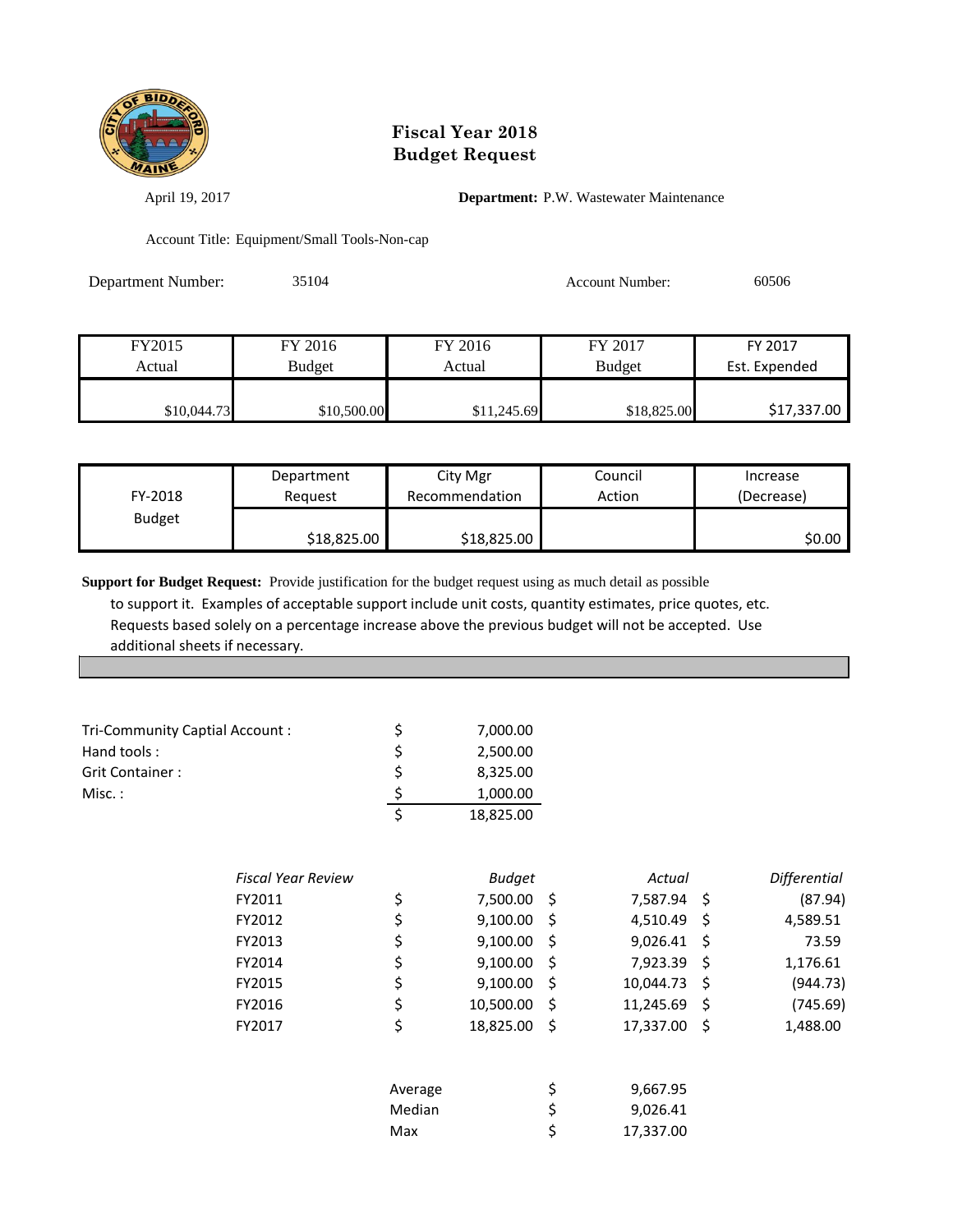# Fiscal Year 2018
# Budget Request

April 19, 2017

**Department:** P.W. Wastewater Maintenance

Account Title: Equipment/Small Tools-Non-cap

Department Number: 35104

Account Number: 60506

| FY2015 Actual | FY 2016 Budget | FY 2016 Actual | FY 2017 Budget | FY 2017 Est. Expended |
|---|---|---|---|---|
| $10,044.73 | $10,500.00 | $11,245.69 | $18,825.00 | $17,337.00 |

| FY-2018 Budget | Department Request | City Mgr Recommendation | Council Action | Increase (Decrease) |
|---|---|---|---|---|
| | $18,825.00 | $18,825.00 | | $0.00 |

**Support for Budget Request:** Provide justification for the budget request using as much detail as possible to support it. Examples of acceptable support include unit costs, quantity estimates, price quotes, etc. Requests based solely on a percentage increase above the previous budget will not be accepted. Use additional sheets if necessary.

| | |
|---|---|
| Tri-Community Captial Account : | $ 7,000.00 |
| Hand tools : | $ 2,500.00 |
| Grit Container : | $ 8,325.00 |
| Misc. : | $ 1,000.00 |
| | $ 18,825.00 |

| *Fiscal Year Review* | *Budget* | *Actual* | *Differential* |
|---|---|---|---|
| FY2011 | $ 7,500.00 | $ 7,587.94 | $ (87.94) |
| FY2012 | $ 9,100.00 | $ 4,510.49 | $ 4,589.51 |
| FY2013 | $ 9,100.00 | $ 9,026.41 | $ 73.59 |
| FY2014 | $ 9,100.00 | $ 7,923.39 | $ 1,176.61 |
| FY2015 | $ 9,100.00 | $ 10,044.73 | $ (944.73) |
| FY2016 | $ 10,500.00 | $ 11,245.69 | $ (745.69) |
| FY2017 | $ 18,825.00 | $ 17,337.00 | $ 1,488.00 |

| | |
|---|---|
| Average | $ 9,667.95 |
| Median | $ 9,026.41 |
| Max | $ 17,337.00 |